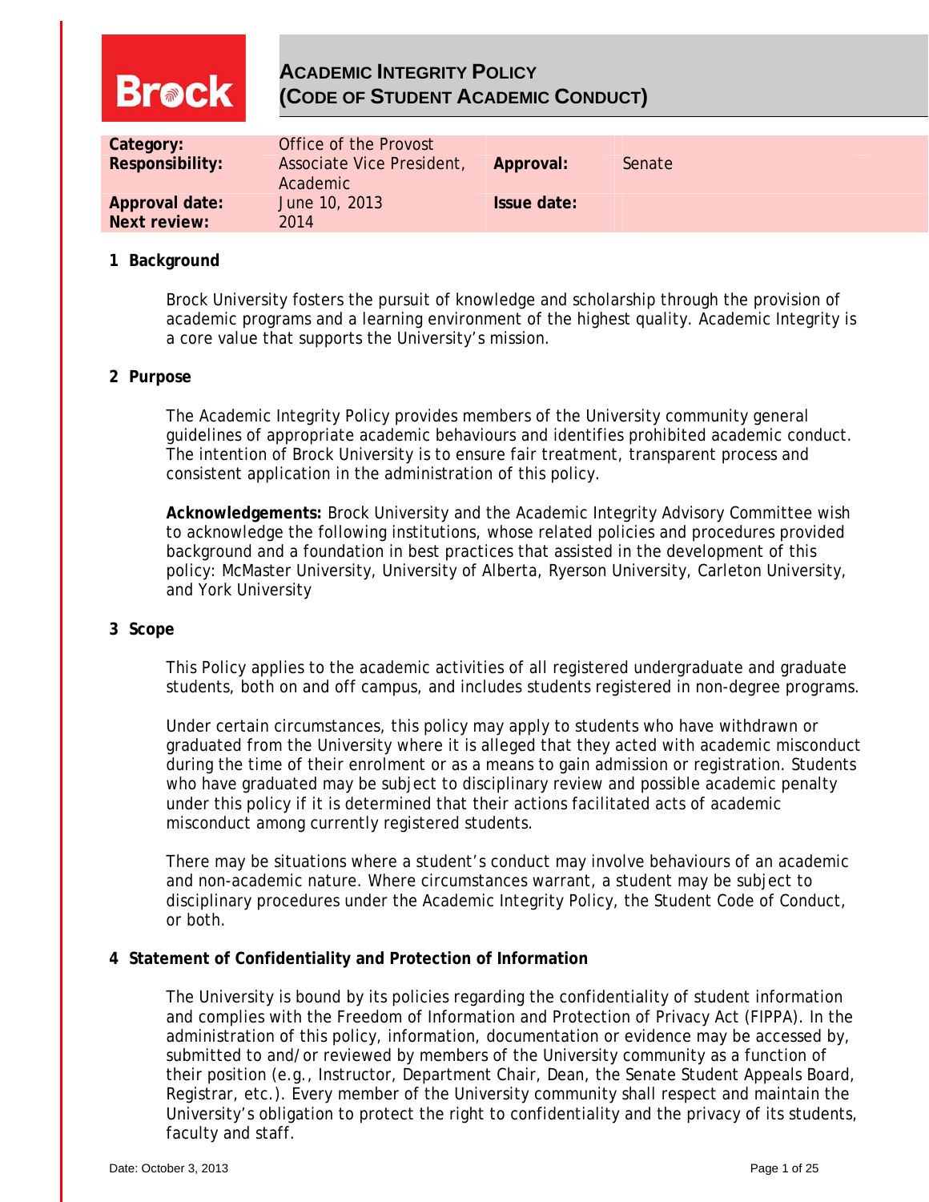# ACADEMIC INTEGRITY POLICY (CODE OF STUDENT ACADEMIC CONDUCT)

| | | | |
|---|---|---|---|
| **Category:** | Office of the Provost | | |
| **Responsibility:** | Associate Vice President, Academic | **Approval:** | Senate |
| **Approval date:** | June 10, 2013 | **Issue date:** | |
| **Next review:** | 2014 | | |

## 1 Background

Brock University fosters the pursuit of knowledge and scholarship through the provision of academic programs and a learning environment of the highest quality. Academic Integrity is a core value that supports the University's mission.

## 2 Purpose

The Academic Integrity Policy provides members of the University community general guidelines of appropriate academic behaviours and identifies prohibited academic conduct. The intention of Brock University is to ensure fair treatment, transparent process and consistent application in the administration of this policy.

**Acknowledgements:** Brock University and the Academic Integrity Advisory Committee wish to acknowledge the following institutions, whose related policies and procedures provided background and a foundation in best practices that assisted in the development of this policy: McMaster University, University of Alberta, Ryerson University, Carleton University, and York University

## 3 Scope

This Policy applies to the academic activities of all registered undergraduate and graduate students, both on and off campus, and includes students registered in non-degree programs.

Under certain circumstances, this policy may apply to students who have withdrawn or graduated from the University where it is alleged that they acted with academic misconduct during the time of their enrolment or as a means to gain admission or registration. Students who have graduated may be subject to disciplinary review and possible academic penalty under this policy if it is determined that their actions facilitated acts of academic misconduct among currently registered students.

There may be situations where a student's conduct may involve behaviours of an academic and non-academic nature. Where circumstances warrant, a student may be subject to disciplinary procedures under the Academic Integrity Policy, the Student Code of Conduct, or both.

## 4 Statement of Confidentiality and Protection of Information

The University is bound by its policies regarding the confidentiality of student information and complies with the Freedom of Information and Protection of Privacy Act (FIPPA). In the administration of this policy, information, documentation or evidence may be accessed by, submitted to and/or reviewed by members of the University community as a function of their position (e.g., Instructor, Department Chair, Dean, the Senate Student Appeals Board, Registrar, etc.). Every member of the University community shall respect and maintain the University's obligation to protect the right to confidentiality and the privacy of its students, faculty and staff.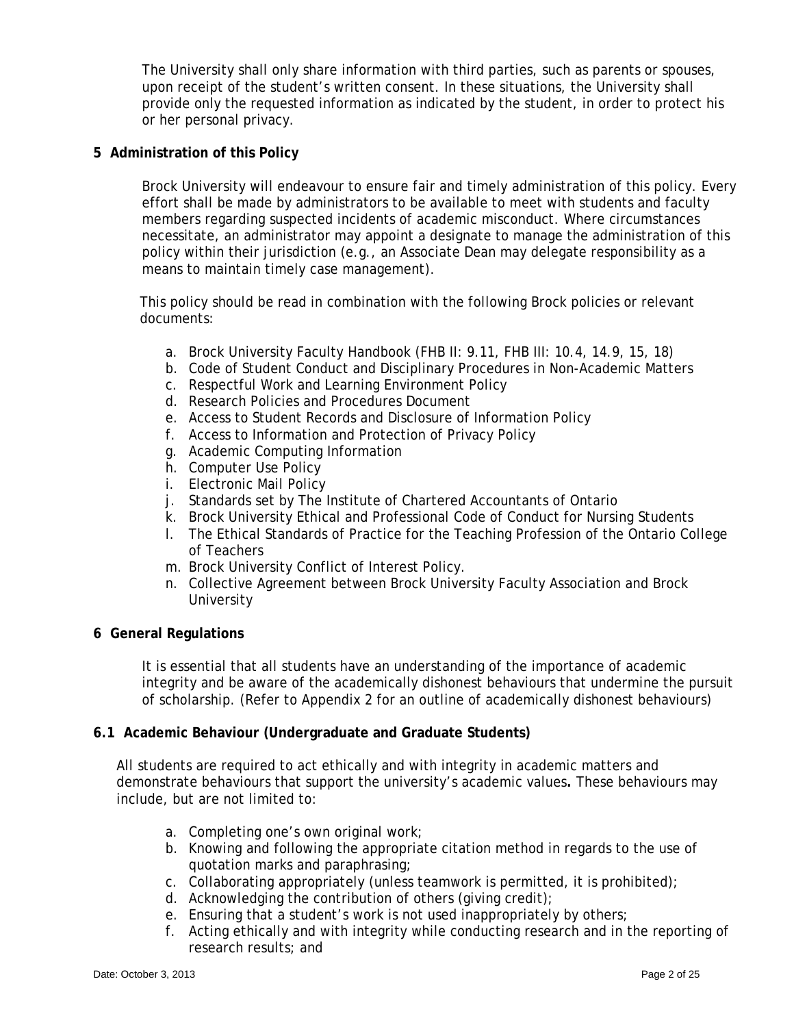The University shall only share information with third parties, such as parents or spouses, upon receipt of the student's written consent. In these situations, the University shall provide only the requested information as indicated by the student, in order to protect his or her personal privacy.

## 5 Administration of this Policy

Brock University will endeavour to ensure fair and timely administration of this policy. Every effort shall be made by administrators to be available to meet with students and faculty members regarding suspected incidents of academic misconduct. Where circumstances necessitate, an administrator may appoint a designate to manage the administration of this policy within their jurisdiction (e.g., an Associate Dean may delegate responsibility as a means to maintain timely case management).

This policy should be read in combination with the following Brock policies or relevant documents:

a. Brock University Faculty Handbook (FHB II: 9.11, FHB III: 10.4, 14.9, 15, 18)
b. Code of Student Conduct and Disciplinary Procedures in Non-Academic Matters
c. Respectful Work and Learning Environment Policy
d. Research Policies and Procedures Document
e. Access to Student Records and Disclosure of Information Policy
f. Access to Information and Protection of Privacy Policy
g. Academic Computing Information
h. Computer Use Policy
i. Electronic Mail Policy
j. Standards set by The Institute of Chartered Accountants of Ontario
k. Brock University Ethical and Professional Code of Conduct for Nursing Students
l. The Ethical Standards of Practice for the Teaching Profession of the Ontario College of Teachers
m. Brock University Conflict of Interest Policy.
n. Collective Agreement between Brock University Faculty Association and Brock University

## 6 General Regulations

It is essential that all students have an understanding of the importance of academic integrity and be aware of the academically dishonest behaviours that undermine the pursuit of scholarship. (Refer to Appendix 2 for an outline of academically dishonest behaviours)

### 6.1 Academic Behaviour (Undergraduate and Graduate Students)

All students are required to act ethically and with integrity in academic matters and demonstrate behaviours that support the university's academic values**.** These behaviours may include, but are not limited to:

a. Completing one's own original work;
b. Knowing and following the appropriate citation method in regards to the use of quotation marks and paraphrasing;
c. Collaborating appropriately (unless teamwork is permitted, it is prohibited);
d. Acknowledging the contribution of others (giving credit);
e. Ensuring that a student's work is not used inappropriately by others;
f. Acting ethically and with integrity while conducting research and in the reporting of research results; and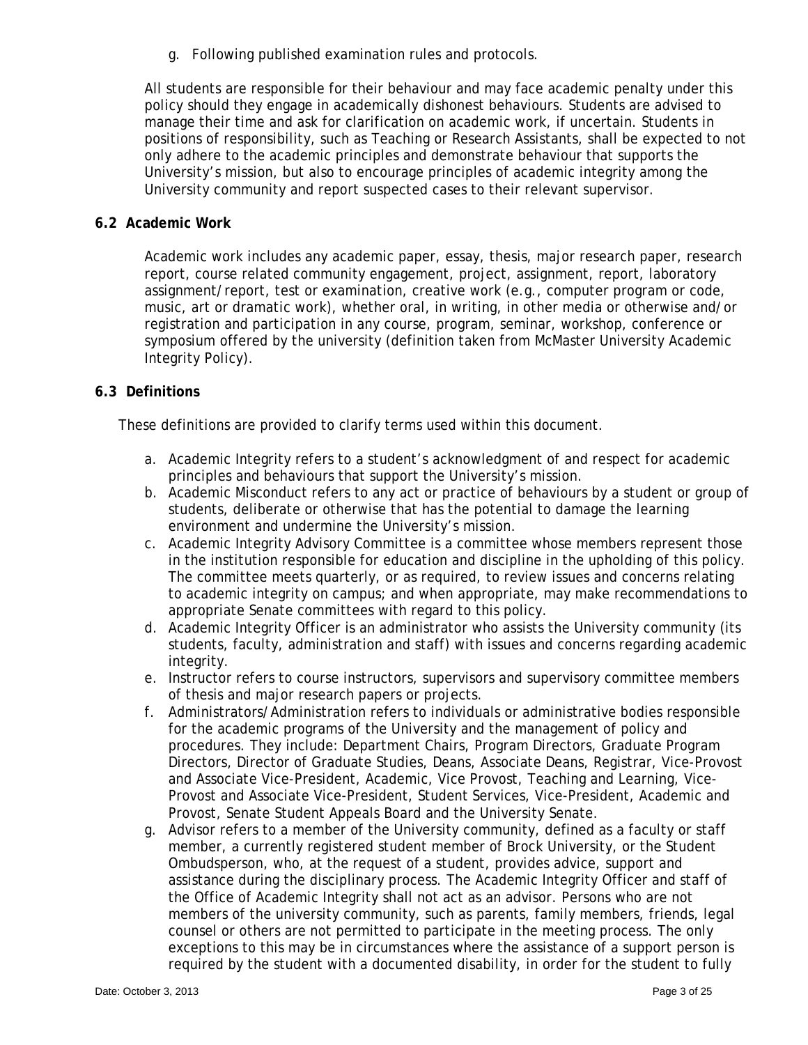g. Following published examination rules and protocols.

All students are responsible for their behaviour and may face academic penalty under this policy should they engage in academically dishonest behaviours. Students are advised to manage their time and ask for clarification on academic work, if uncertain. Students in positions of responsibility, such as Teaching or Research Assistants, shall be expected to not only adhere to the academic principles and demonstrate behaviour that supports the University's mission, but also to encourage principles of academic integrity among the University community and report suspected cases to their relevant supervisor.

### 6.2 Academic Work

Academic work includes any academic paper, essay, thesis, major research paper, research report, course related community engagement, project, assignment, report, laboratory assignment/report, test or examination, creative work (e.g., computer program or code, music, art or dramatic work), whether oral, in writing, in other media or otherwise and/or registration and participation in any course, program, seminar, workshop, conference or symposium offered by the university (definition taken from McMaster University Academic Integrity Policy).

### 6.3 Definitions

These definitions are provided to clarify terms used within this document.

a. Academic Integrity refers to a student's acknowledgment of and respect for academic principles and behaviours that support the University's mission.
b. Academic Misconduct refers to any act or practice of behaviours by a student or group of students, deliberate or otherwise that has the potential to damage the learning environment and undermine the University's mission.
c. Academic Integrity Advisory Committee is a committee whose members represent those in the institution responsible for education and discipline in the upholding of this policy. The committee meets quarterly, or as required, to review issues and concerns relating to academic integrity on campus; and when appropriate, may make recommendations to appropriate Senate committees with regard to this policy.
d. Academic Integrity Officer is an administrator who assists the University community (its students, faculty, administration and staff) with issues and concerns regarding academic integrity.
e. Instructor refers to course instructors, supervisors and supervisory committee members of thesis and major research papers or projects.
f. Administrators/Administration refers to individuals or administrative bodies responsible for the academic programs of the University and the management of policy and procedures. They include: Department Chairs, Program Directors, Graduate Program Directors, Director of Graduate Studies, Deans, Associate Deans, Registrar, Vice-Provost and Associate Vice-President, Academic, Vice Provost, Teaching and Learning, Vice-Provost and Associate Vice-President, Student Services, Vice-President, Academic and Provost, Senate Student Appeals Board and the University Senate.
g. Advisor refers to a member of the University community, defined as a faculty or staff member, a currently registered student member of Brock University, or the Student Ombudsperson, who, at the request of a student, provides advice, support and assistance during the disciplinary process. The Academic Integrity Officer and staff of the Office of Academic Integrity shall not act as an advisor. Persons who are not members of the university community, such as parents, family members, friends, legal counsel or others are not permitted to participate in the meeting process. The only exceptions to this may be in circumstances where the assistance of a support person is required by the student with a documented disability, in order for the student to fully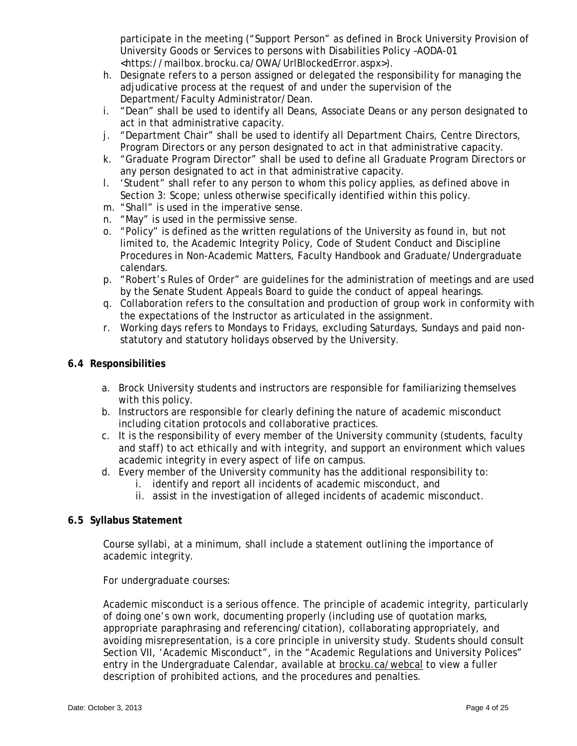participate in the meeting ("Support Person" as defined in Brock University Provision of University Goods or Services to persons with Disabilities Policy –AODA-01 <https://mailbox.brocku.ca/OWA/UrlBlockedError.aspx>).

h. Designate refers to a person assigned or delegated the responsibility for managing the adjudicative process at the request of and under the supervision of the Department/Faculty Administrator/Dean.
i. "Dean" shall be used to identify all Deans, Associate Deans or any person designated to act in that administrative capacity.
j. "Department Chair" shall be used to identify all Department Chairs, Centre Directors, Program Directors or any person designated to act in that administrative capacity.
k. "Graduate Program Director" shall be used to define all Graduate Program Directors or any person designated to act in that administrative capacity.
l. 'Student" shall refer to any person to whom this policy applies, as defined above in Section 3: Scope; unless otherwise specifically identified within this policy.
m. "Shall" is used in the imperative sense.
n. "May" is used in the permissive sense.
o. "Policy" is defined as the written regulations of the University as found in, but not limited to, the Academic Integrity Policy, Code of Student Conduct and Discipline Procedures in Non-Academic Matters, Faculty Handbook and Graduate/Undergraduate calendars.
p. "Robert's Rules of Order" are guidelines for the administration of meetings and are used by the Senate Student Appeals Board to guide the conduct of appeal hearings.
q. Collaboration refers to the consultation and production of group work in conformity with the expectations of the Instructor as articulated in the assignment.
r. Working days refers to Mondays to Fridays, excluding Saturdays, Sundays and paid non-statutory and statutory holidays observed by the University.

### 6.4 Responsibilities

a. Brock University students and instructors are responsible for familiarizing themselves with this policy.
b. Instructors are responsible for clearly defining the nature of academic misconduct including citation protocols and collaborative practices.
c. It is the responsibility of every member of the University community (students, faculty and staff) to act ethically and with integrity, and support an environment which values academic integrity in every aspect of life on campus.
d. Every member of the University community has the additional responsibility to:
    i. identify and report all incidents of academic misconduct, and
    ii. assist in the investigation of alleged incidents of academic misconduct.

### 6.5 Syllabus Statement

Course syllabi, at a minimum, shall include a statement outlining the importance of academic integrity.

For undergraduate courses:

Academic misconduct is a serious offence. The principle of academic integrity, particularly of doing one's own work, documenting properly (including use of quotation marks, appropriate paraphrasing and referencing/citation), collaborating appropriately, and avoiding misrepresentation, is a core principle in university study. Students should consult Section VII, 'Academic Misconduct", in the "Academic Regulations and University Polices" entry in the Undergraduate Calendar, available at brocku.ca/webcal to view a fuller description of prohibited actions, and the procedures and penalties.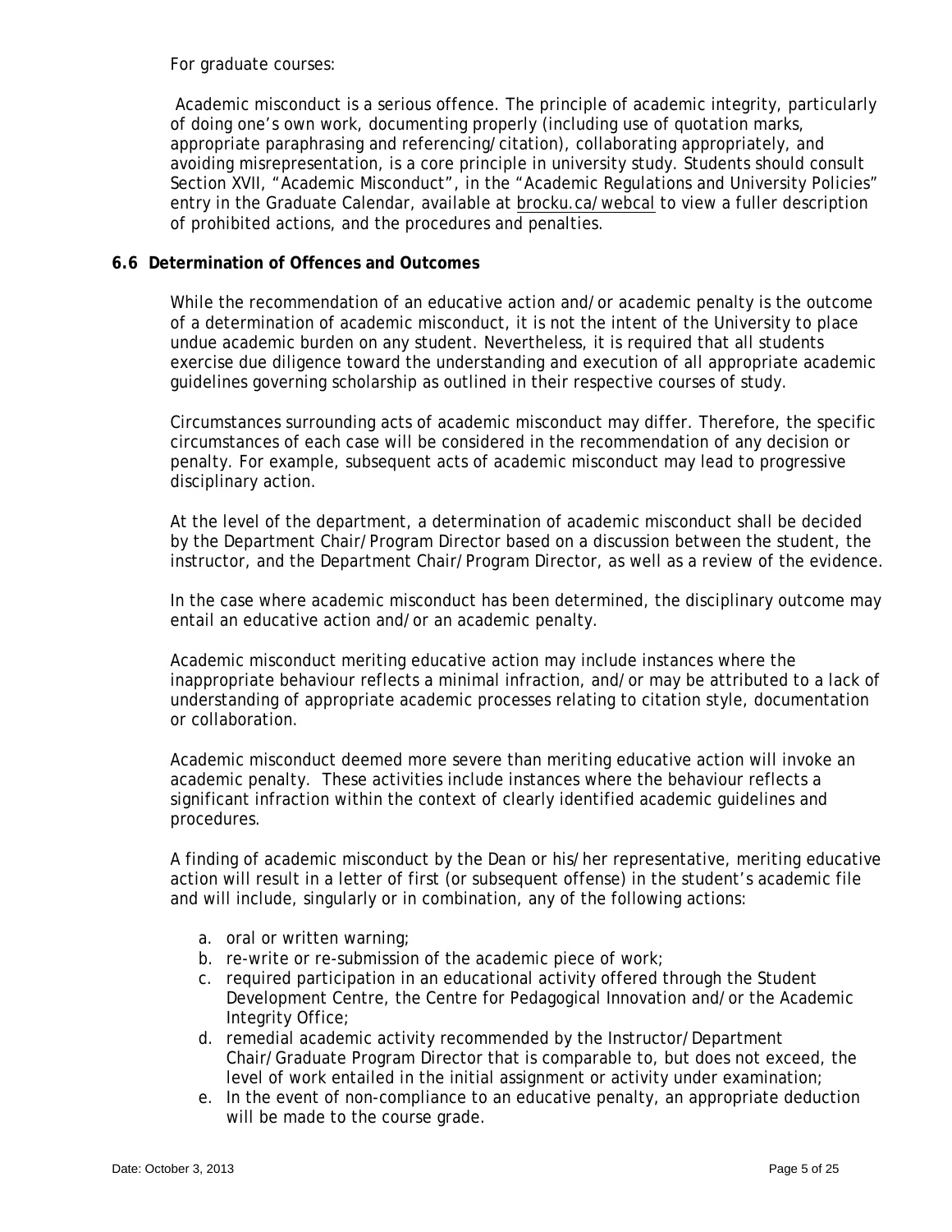For graduate courses:

Academic misconduct is a serious offence. The principle of academic integrity, particularly of doing one's own work, documenting properly (including use of quotation marks, appropriate paraphrasing and referencing/citation), collaborating appropriately, and avoiding misrepresentation, is a core principle in university study. Students should consult Section XVII, "Academic Misconduct", in the "Academic Regulations and University Policies" entry in the Graduate Calendar, available at brocku.ca/webcal to view a fuller description of prohibited actions, and the procedures and penalties.

### 6.6 Determination of Offences and Outcomes

While the recommendation of an educative action and/or academic penalty is the outcome of a determination of academic misconduct, it is not the intent of the University to place undue academic burden on any student. Nevertheless, it is required that all students exercise due diligence toward the understanding and execution of all appropriate academic guidelines governing scholarship as outlined in their respective courses of study.

Circumstances surrounding acts of academic misconduct may differ. Therefore, the specific circumstances of each case will be considered in the recommendation of any decision or penalty. For example, subsequent acts of academic misconduct may lead to progressive disciplinary action.

At the level of the department, a determination of academic misconduct shall be decided by the Department Chair/Program Director based on a discussion between the student, the instructor, and the Department Chair/Program Director, as well as a review of the evidence.

In the case where academic misconduct has been determined, the disciplinary outcome may entail an educative action and/or an academic penalty.

Academic misconduct meriting educative action may include instances where the inappropriate behaviour reflects a minimal infraction, and/or may be attributed to a lack of understanding of appropriate academic processes relating to citation style, documentation or collaboration.

Academic misconduct deemed more severe than meriting educative action will invoke an academic penalty. These activities include instances where the behaviour reflects a significant infraction within the context of clearly identified academic guidelines and procedures.

A finding of academic misconduct by the Dean or his/her representative, meriting educative action will result in a letter of first (or subsequent offense) in the student's academic file and will include, singularly or in combination, any of the following actions:

a. oral or written warning;
b. re-write or re-submission of the academic piece of work;
c. required participation in an educational activity offered through the Student Development Centre, the Centre for Pedagogical Innovation and/or the Academic Integrity Office;
d. remedial academic activity recommended by the Instructor/Department Chair/Graduate Program Director that is comparable to, but does not exceed, the level of work entailed in the initial assignment or activity under examination;
e. In the event of non-compliance to an educative penalty, an appropriate deduction will be made to the course grade.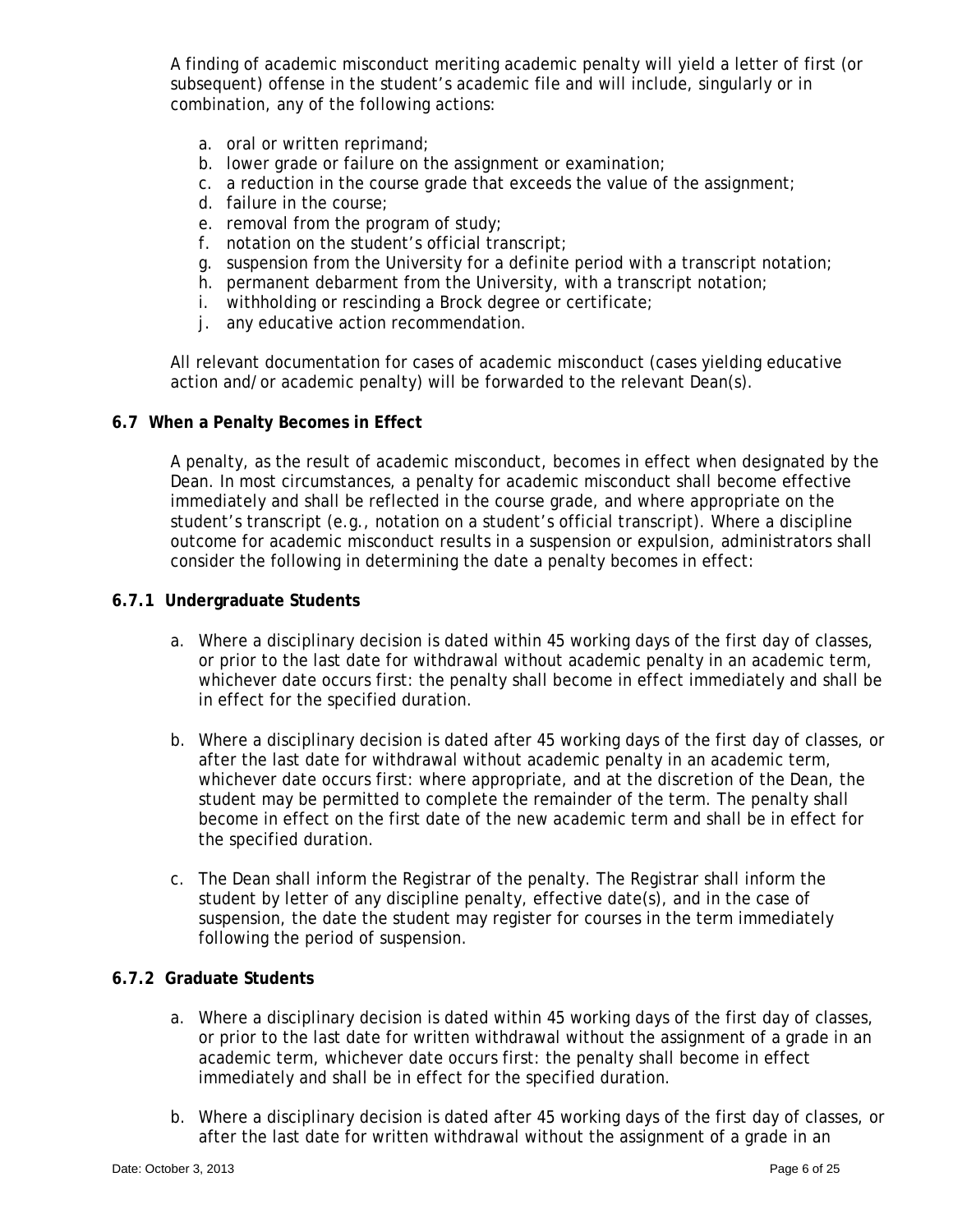A finding of academic misconduct meriting academic penalty will yield a letter of first (or subsequent) offense in the student's academic file and will include, singularly or in combination, any of the following actions:

a. oral or written reprimand;
b. lower grade or failure on the assignment or examination;
c. a reduction in the course grade that exceeds the value of the assignment;
d. failure in the course;
e. removal from the program of study;
f. notation on the student's official transcript;
g. suspension from the University for a definite period with a transcript notation;
h. permanent debarment from the University, with a transcript notation;
i. withholding or rescinding a Brock degree or certificate;
j. any educative action recommendation.

All relevant documentation for cases of academic misconduct (cases yielding educative action and/or academic penalty) will be forwarded to the relevant Dean(s).

**6.7 When a Penalty Becomes in Effect**

A penalty, as the result of academic misconduct, becomes in effect when designated by the Dean. In most circumstances, a penalty for academic misconduct shall become effective immediately and shall be reflected in the course grade, and where appropriate on the student's transcript (e.g., notation on a student's official transcript). Where a discipline outcome for academic misconduct results in a suspension or expulsion, administrators shall consider the following in determining the date a penalty becomes in effect:

**6.7.1 Undergraduate Students**

a. Where a disciplinary decision is dated within 45 working days of the first day of classes, or prior to the last date for withdrawal without academic penalty in an academic term, whichever date occurs first: the penalty shall become in effect immediately and shall be in effect for the specified duration.

b. Where a disciplinary decision is dated after 45 working days of the first day of classes, or after the last date for withdrawal without academic penalty in an academic term, whichever date occurs first: where appropriate, and at the discretion of the Dean, the student may be permitted to complete the remainder of the term. The penalty shall become in effect on the first date of the new academic term and shall be in effect for the specified duration.

c. The Dean shall inform the Registrar of the penalty. The Registrar shall inform the student by letter of any discipline penalty, effective date(s), and in the case of suspension, the date the student may register for courses in the term immediately following the period of suspension.

**6.7.2 Graduate Students**

a. Where a disciplinary decision is dated within 45 working days of the first day of classes, or prior to the last date for written withdrawal without the assignment of a grade in an academic term, whichever date occurs first: the penalty shall become in effect immediately and shall be in effect for the specified duration.

b. Where a disciplinary decision is dated after 45 working days of the first day of classes, or after the last date for written withdrawal without the assignment of a grade in an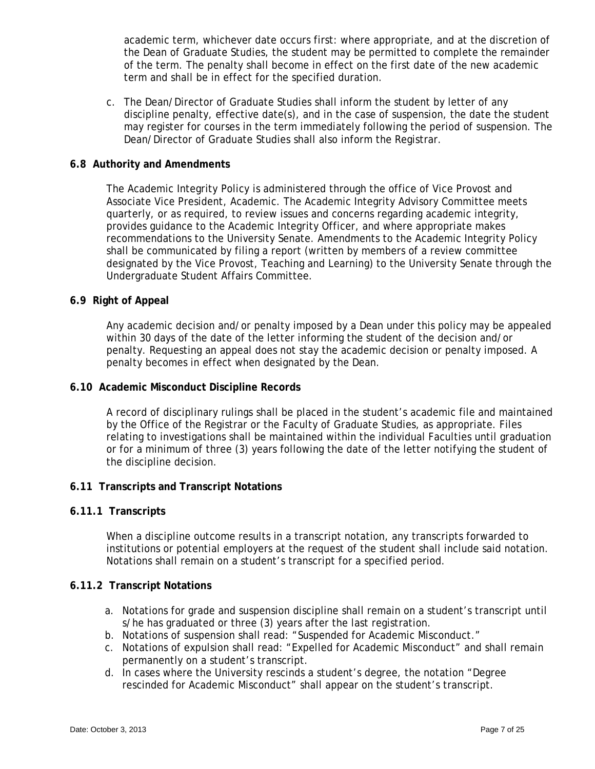academic term, whichever date occurs first: where appropriate, and at the discretion of the Dean of Graduate Studies, the student may be permitted to complete the remainder of the term. The penalty shall become in effect on the first date of the new academic term and shall be in effect for the specified duration.

c. The Dean/Director of Graduate Studies shall inform the student by letter of any discipline penalty, effective date(s), and in the case of suspension, the date the student may register for courses in the term immediately following the period of suspension. The Dean/Director of Graduate Studies shall also inform the Registrar.

**6.8 Authority and Amendments**

The Academic Integrity Policy is administered through the office of Vice Provost and Associate Vice President, Academic. The Academic Integrity Advisory Committee meets quarterly, or as required, to review issues and concerns regarding academic integrity, provides guidance to the Academic Integrity Officer, and where appropriate makes recommendations to the University Senate. Amendments to the Academic Integrity Policy shall be communicated by filing a report (written by members of a review committee designated by the Vice Provost, Teaching and Learning) to the University Senate through the Undergraduate Student Affairs Committee.

**6.9 Right of Appeal**

Any academic decision and/or penalty imposed by a Dean under this policy may be appealed within 30 days of the date of the letter informing the student of the decision and/or penalty. Requesting an appeal does not stay the academic decision or penalty imposed. A penalty becomes in effect when designated by the Dean.

**6.10 Academic Misconduct Discipline Records**

A record of disciplinary rulings shall be placed in the student's academic file and maintained by the Office of the Registrar or the Faculty of Graduate Studies, as appropriate. Files relating to investigations shall be maintained within the individual Faculties until graduation or for a minimum of three (3) years following the date of the letter notifying the student of the discipline decision.

**6.11 Transcripts and Transcript Notations**

**6.11.1 Transcripts**

When a discipline outcome results in a transcript notation, any transcripts forwarded to institutions or potential employers at the request of the student shall include said notation. Notations shall remain on a student's transcript for a specified period.

**6.11.2 Transcript Notations**

a. Notations for grade and suspension discipline shall remain on a student's transcript until s/he has graduated or three (3) years after the last registration.
b. Notations of suspension shall read: "Suspended for Academic Misconduct."
c. Notations of expulsion shall read: "Expelled for Academic Misconduct" and shall remain permanently on a student's transcript.
d. In cases where the University rescinds a student's degree, the notation "Degree rescinded for Academic Misconduct" shall appear on the student's transcript.

Date: October 3, 2013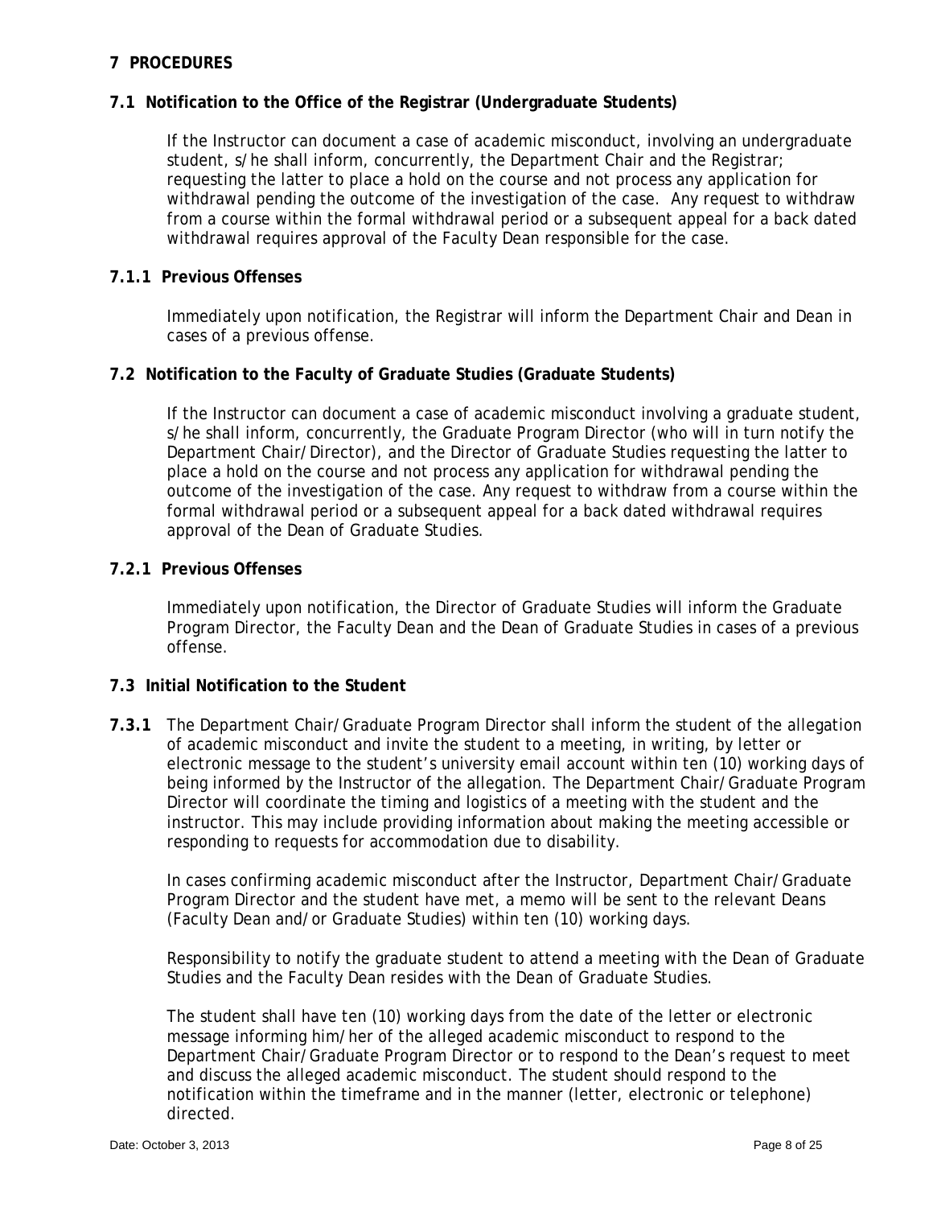## 7 PROCEDURES

### 7.1 Notification to the Office of the Registrar (Undergraduate Students)

If the Instructor can document a case of academic misconduct, involving an undergraduate student, s/he shall inform, concurrently, the Department Chair and the Registrar; requesting the latter to place a hold on the course and not process any application for withdrawal pending the outcome of the investigation of the case. Any request to withdraw from a course within the formal withdrawal period or a subsequent appeal for a back dated withdrawal requires approval of the Faculty Dean responsible for the case.

#### 7.1.1 Previous Offenses

Immediately upon notification, the Registrar will inform the Department Chair and Dean in cases of a previous offense.

### 7.2 Notification to the Faculty of Graduate Studies (Graduate Students)

If the Instructor can document a case of academic misconduct involving a graduate student, s/he shall inform, concurrently, the Graduate Program Director (who will in turn notify the Department Chair/Director), and the Director of Graduate Studies requesting the latter to place a hold on the course and not process any application for withdrawal pending the outcome of the investigation of the case. Any request to withdraw from a course within the formal withdrawal period or a subsequent appeal for a back dated withdrawal requires approval of the Dean of Graduate Studies.

#### 7.2.1 Previous Offenses

Immediately upon notification, the Director of Graduate Studies will inform the Graduate Program Director, the Faculty Dean and the Dean of Graduate Studies in cases of a previous offense.

### 7.3 Initial Notification to the Student

**7.3.1** The Department Chair/Graduate Program Director shall inform the student of the allegation of academic misconduct and invite the student to a meeting, in writing, by letter or electronic message to the student's university email account within ten (10) working days of being informed by the Instructor of the allegation. The Department Chair/Graduate Program Director will coordinate the timing and logistics of a meeting with the student and the instructor. This may include providing information about making the meeting accessible or responding to requests for accommodation due to disability.

In cases confirming academic misconduct after the Instructor, Department Chair/Graduate Program Director and the student have met, a memo will be sent to the relevant Deans (Faculty Dean and/or Graduate Studies) within ten (10) working days.

Responsibility to notify the graduate student to attend a meeting with the Dean of Graduate Studies and the Faculty Dean resides with the Dean of Graduate Studies.

The student shall have ten (10) working days from the date of the letter or electronic message informing him/her of the alleged academic misconduct to respond to the Department Chair/Graduate Program Director or to respond to the Dean's request to meet and discuss the alleged academic misconduct. The student should respond to the notification within the timeframe and in the manner (letter, electronic or telephone) directed.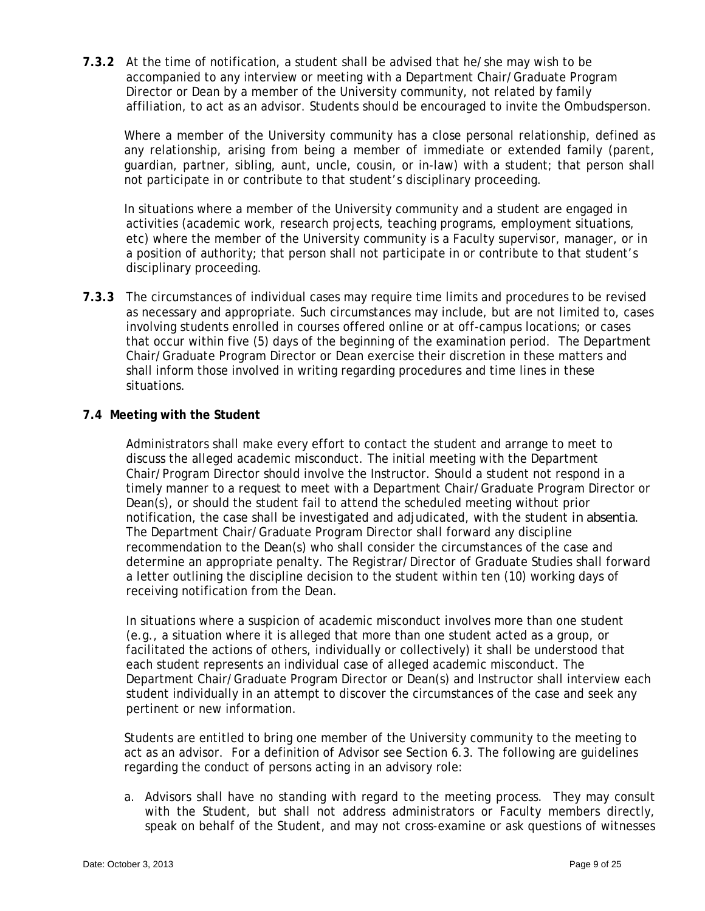**7.3.2** At the time of notification, a student shall be advised that he/she may wish to be accompanied to any interview or meeting with a Department Chair/Graduate Program Director or Dean by a member of the University community, not related by family affiliation, to act as an advisor. Students should be encouraged to invite the Ombudsperson.

Where a member of the University community has a close personal relationship, defined as any relationship, arising from being a member of immediate or extended family (parent, guardian, partner, sibling, aunt, uncle, cousin, or in-law) with a student; that person shall not participate in or contribute to that student's disciplinary proceeding.

In situations where a member of the University community and a student are engaged in activities (academic work, research projects, teaching programs, employment situations, etc) where the member of the University community is a Faculty supervisor, manager, or in a position of authority; that person shall not participate in or contribute to that student's disciplinary proceeding.

**7.3.3** The circumstances of individual cases may require time limits and procedures to be revised as necessary and appropriate. Such circumstances may include, but are not limited to, cases involving students enrolled in courses offered online or at off-campus locations; or cases that occur within five (5) days of the beginning of the examination period. The Department Chair/Graduate Program Director or Dean exercise their discretion in these matters and shall inform those involved in writing regarding procedures and time lines in these situations.

**7.4 Meeting with the Student**

Administrators shall make every effort to contact the student and arrange to meet to discuss the alleged academic misconduct. The initial meeting with the Department Chair/Program Director should involve the Instructor. Should a student not respond in a timely manner to a request to meet with a Department Chair/Graduate Program Director or Dean(s), or should the student fail to attend the scheduled meeting without prior notification, the case shall be investigated and adjudicated, with the student *in absentia*. The Department Chair/Graduate Program Director shall forward any discipline recommendation to the Dean(s) who shall consider the circumstances of the case and determine an appropriate penalty. The Registrar/Director of Graduate Studies shall forward a letter outlining the discipline decision to the student within ten (10) working days of receiving notification from the Dean.

In situations where a suspicion of academic misconduct involves more than one student (e.g., a situation where it is alleged that more than one student acted as a group, or facilitated the actions of others, individually or collectively) it shall be understood that each student represents an individual case of alleged academic misconduct. The Department Chair/Graduate Program Director or Dean(s) and Instructor shall interview each student individually in an attempt to discover the circumstances of the case and seek any pertinent or new information.

Students are entitled to bring one member of the University community to the meeting to act as an advisor. For a definition of Advisor see Section 6.3. The following are guidelines regarding the conduct of persons acting in an advisory role:

a. Advisors shall have no standing with regard to the meeting process. They may consult with the Student, but shall not address administrators or Faculty members directly, speak on behalf of the Student, and may not cross-examine or ask questions of witnesses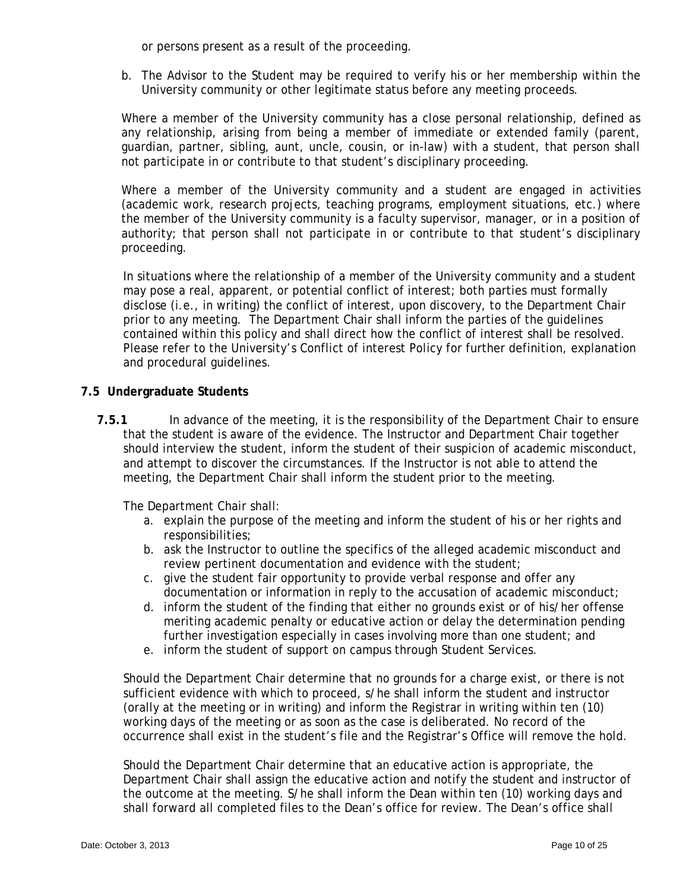or persons present as a result of the proceeding.

b. The Advisor to the Student may be required to verify his or her membership within the University community or other legitimate status before any meeting proceeds.

Where a member of the University community has a close personal relationship, defined as any relationship, arising from being a member of immediate or extended family (parent, guardian, partner, sibling, aunt, uncle, cousin, or in-law) with a student, that person shall not participate in or contribute to that student's disciplinary proceeding.

Where a member of the University community and a student are engaged in activities (academic work, research projects, teaching programs, employment situations, etc.) where the member of the University community is a faculty supervisor, manager, or in a position of authority; that person shall not participate in or contribute to that student's disciplinary proceeding.

In situations where the relationship of a member of the University community and a student may pose a real, apparent, or potential conflict of interest; both parties must formally disclose (i.e., in writing) the conflict of interest, upon discovery, to the Department Chair prior to any meeting. The Department Chair shall inform the parties of the guidelines contained within this policy and shall direct how the conflict of interest shall be resolved. Please refer to the University's Conflict of interest Policy for further definition, explanation and procedural guidelines.

## 7.5 Undergraduate Students

**7.5.1** In advance of the meeting, it is the responsibility of the Department Chair to ensure that the student is aware of the evidence. The Instructor and Department Chair together should interview the student, inform the student of their suspicion of academic misconduct, and attempt to discover the circumstances. If the Instructor is not able to attend the meeting, the Department Chair shall inform the student prior to the meeting.

The Department Chair shall:

a. explain the purpose of the meeting and inform the student of his or her rights and responsibilities;
b. ask the Instructor to outline the specifics of the alleged academic misconduct and review pertinent documentation and evidence with the student;
c. give the student fair opportunity to provide verbal response and offer any documentation or information in reply to the accusation of academic misconduct;
d. inform the student of the finding that either no grounds exist or of his/her offense meriting academic penalty or educative action or delay the determination pending further investigation especially in cases involving more than one student; and
e. inform the student of support on campus through Student Services.

Should the Department Chair determine that no grounds for a charge exist, or there is not sufficient evidence with which to proceed, s/he shall inform the student and instructor (orally at the meeting or in writing) and inform the Registrar in writing within ten (10) working days of the meeting or as soon as the case is deliberated. No record of the occurrence shall exist in the student's file and the Registrar's Office will remove the hold.

Should the Department Chair determine that an educative action is appropriate, the Department Chair shall assign the educative action and notify the student and instructor of the outcome at the meeting. S/he shall inform the Dean within ten (10) working days and shall forward all completed files to the Dean's office for review. The Dean's office shall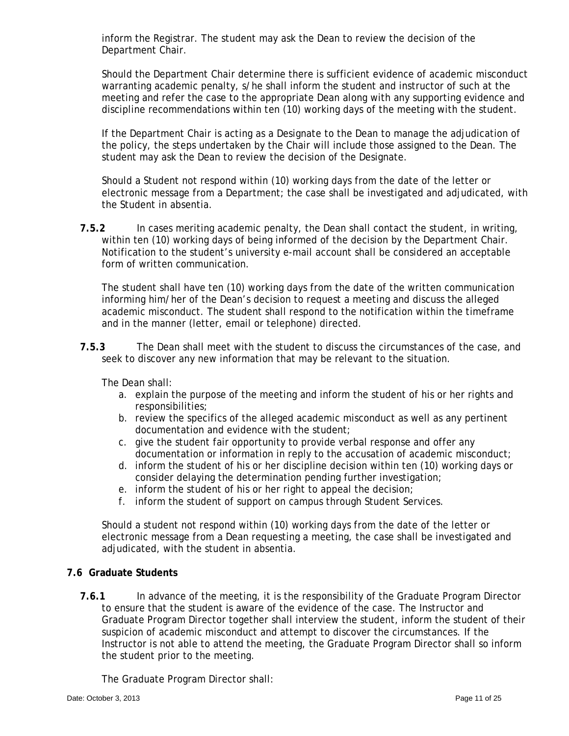inform the Registrar. The student may ask the Dean to review the decision of the Department Chair.

Should the Department Chair determine there is sufficient evidence of academic misconduct warranting academic penalty, s/he shall inform the student and instructor of such at the meeting and refer the case to the appropriate Dean along with any supporting evidence and discipline recommendations within ten (10) working days of the meeting with the student.

If the Department Chair is acting as a Designate to the Dean to manage the adjudication of the policy, the steps undertaken by the Chair will include those assigned to the Dean. The student may ask the Dean to review the decision of the Designate.

Should a Student not respond within (10) working days from the date of the letter or electronic message from a Department; the case shall be investigated and adjudicated, with the Student in absentia.

**7.5.2** In cases meriting academic penalty, the Dean shall contact the student, in writing, within ten (10) working days of being informed of the decision by the Department Chair. Notification to the student's university e-mail account shall be considered an acceptable form of written communication.

The student shall have ten (10) working days from the date of the written communication informing him/her of the Dean's decision to request a meeting and discuss the alleged academic misconduct. The student shall respond to the notification within the timeframe and in the manner (letter, email or telephone) directed.

**7.5.3** The Dean shall meet with the student to discuss the circumstances of the case, and seek to discover any new information that may be relevant to the situation.

The Dean shall:

a. explain the purpose of the meeting and inform the student of his or her rights and responsibilities;
b. review the specifics of the alleged academic misconduct as well as any pertinent documentation and evidence with the student;
c. give the student fair opportunity to provide verbal response and offer any documentation or information in reply to the accusation of academic misconduct;
d. inform the student of his or her discipline decision within ten (10) working days or consider delaying the determination pending further investigation;
e. inform the student of his or her right to appeal the decision;
f. inform the student of support on campus through Student Services.

Should a student not respond within (10) working days from the date of the letter or electronic message from a Dean requesting a meeting, the case shall be investigated and adjudicated, with the student in absentia.

### 7.6 Graduate Students

**7.6.1** In advance of the meeting, it is the responsibility of the Graduate Program Director to ensure that the student is aware of the evidence of the case. The Instructor and Graduate Program Director together shall interview the student, inform the student of their suspicion of academic misconduct and attempt to discover the circumstances. If the Instructor is not able to attend the meeting, the Graduate Program Director shall so inform the student prior to the meeting.

The Graduate Program Director shall: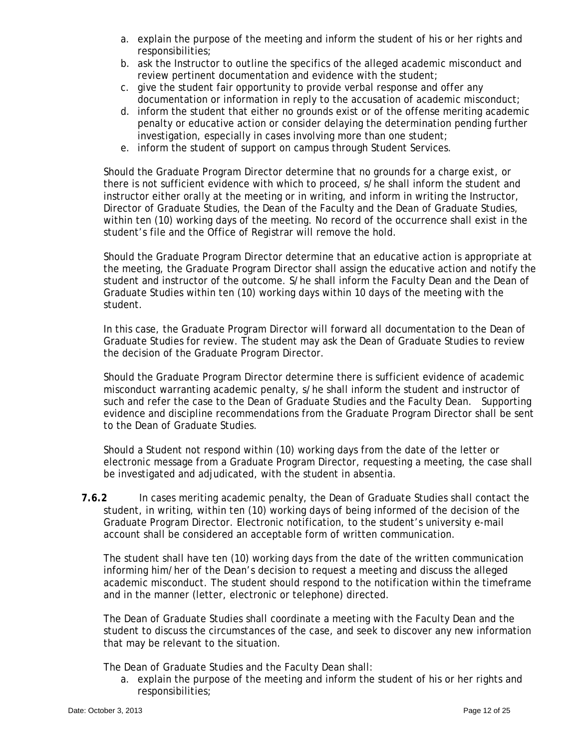a. explain the purpose of the meeting and inform the student of his or her rights and responsibilities;
b. ask the Instructor to outline the specifics of the alleged academic misconduct and review pertinent documentation and evidence with the student;
c. give the student fair opportunity to provide verbal response and offer any documentation or information in reply to the accusation of academic misconduct;
d. inform the student that either no grounds exist or of the offense meriting academic penalty or educative action or consider delaying the determination pending further investigation, especially in cases involving more than one student;
e. inform the student of support on campus through Student Services.

Should the Graduate Program Director determine that no grounds for a charge exist, or there is not sufficient evidence with which to proceed, s/he shall inform the student and instructor either orally at the meeting or in writing, and inform in writing the Instructor, Director of Graduate Studies, the Dean of the Faculty and the Dean of Graduate Studies, within ten (10) working days of the meeting. No record of the occurrence shall exist in the student's file and the Office of Registrar will remove the hold.

Should the Graduate Program Director determine that an educative action is appropriate at the meeting, the Graduate Program Director shall assign the educative action and notify the student and instructor of the outcome. S/he shall inform the Faculty Dean and the Dean of Graduate Studies within ten (10) working days within 10 days of the meeting with the student.

In this case, the Graduate Program Director will forward all documentation to the Dean of Graduate Studies for review. The student may ask the Dean of Graduate Studies to review the decision of the Graduate Program Director.

Should the Graduate Program Director determine there is sufficient evidence of academic misconduct warranting academic penalty, s/he shall inform the student and instructor of such and refer the case to the Dean of Graduate Studies and the Faculty Dean. Supporting evidence and discipline recommendations from the Graduate Program Director shall be sent to the Dean of Graduate Studies.

Should a Student not respond within (10) working days from the date of the letter or electronic message from a Graduate Program Director, requesting a meeting, the case shall be investigated and adjudicated, with the student in absentia.

**7.6.2** In cases meriting academic penalty, the Dean of Graduate Studies shall contact the student, in writing, within ten (10) working days of being informed of the decision of the Graduate Program Director. Electronic notification, to the student's university e-mail account shall be considered an acceptable form of written communication.

The student shall have ten (10) working days from the date of the written communication informing him/her of the Dean's decision to request a meeting and discuss the alleged academic misconduct. The student should respond to the notification within the timeframe and in the manner (letter, electronic or telephone) directed.

The Dean of Graduate Studies shall coordinate a meeting with the Faculty Dean and the student to discuss the circumstances of the case, and seek to discover any new information that may be relevant to the situation.

The Dean of Graduate Studies and the Faculty Dean shall:

a. explain the purpose of the meeting and inform the student of his or her rights and responsibilities;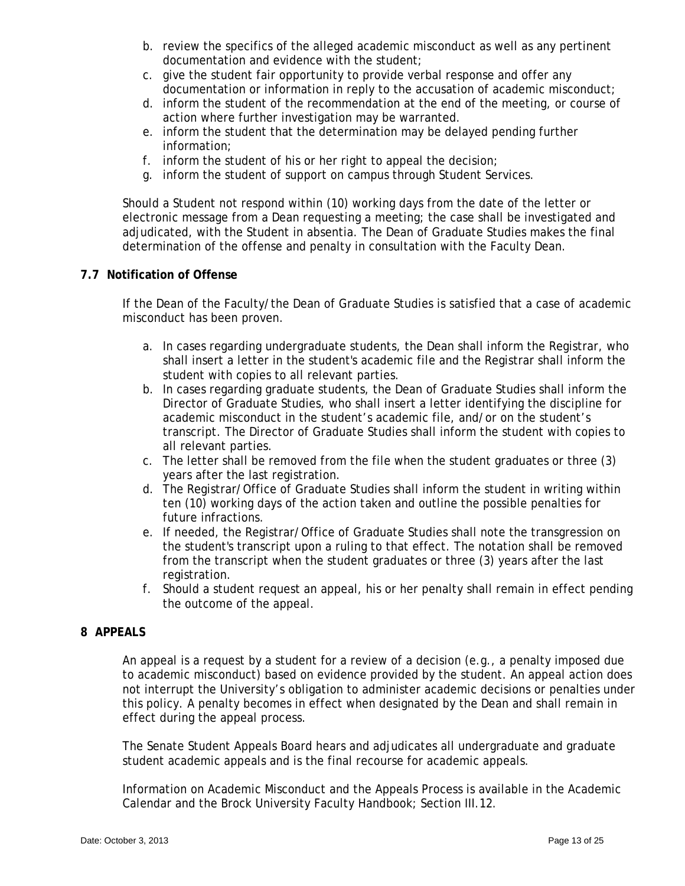b. review the specifics of the alleged academic misconduct as well as any pertinent documentation and evidence with the student;
c. give the student fair opportunity to provide verbal response and offer any documentation or information in reply to the accusation of academic misconduct;
d. inform the student of the recommendation at the end of the meeting, or course of action where further investigation may be warranted.
e. inform the student that the determination may be delayed pending further information;
f. inform the student of his or her right to appeal the decision;
g. inform the student of support on campus through Student Services.

Should a Student not respond within (10) working days from the date of the letter or electronic message from a Dean requesting a meeting; the case shall be investigated and adjudicated, with the Student in absentia. The Dean of Graduate Studies makes the final determination of the offense and penalty in consultation with the Faculty Dean.

### 7.7 Notification of Offense

If the Dean of the Faculty/the Dean of Graduate Studies is satisfied that a case of academic misconduct has been proven.

a. In cases regarding undergraduate students, the Dean shall inform the Registrar, who shall insert a letter in the student's academic file and the Registrar shall inform the student with copies to all relevant parties.
b. In cases regarding graduate students, the Dean of Graduate Studies shall inform the Director of Graduate Studies, who shall insert a letter identifying the discipline for academic misconduct in the student's academic file, and/or on the student's transcript. The Director of Graduate Studies shall inform the student with copies to all relevant parties.
c. The letter shall be removed from the file when the student graduates or three (3) years after the last registration.
d. The Registrar/Office of Graduate Studies shall inform the student in writing within ten (10) working days of the action taken and outline the possible penalties for future infractions.
e. If needed, the Registrar/Office of Graduate Studies shall note the transgression on the student's transcript upon a ruling to that effect. The notation shall be removed from the transcript when the student graduates or three (3) years after the last registration.
f. Should a student request an appeal, his or her penalty shall remain in effect pending the outcome of the appeal.

## 8 APPEALS

An appeal is a request by a student for a review of a decision (e.g., a penalty imposed due to academic misconduct) based on evidence provided by the student. An appeal action does not interrupt the University's obligation to administer academic decisions or penalties under this policy. A penalty becomes in effect when designated by the Dean and shall remain in effect during the appeal process.

The Senate Student Appeals Board hears and adjudicates all undergraduate and graduate student academic appeals and is the final recourse for academic appeals.

Information on Academic Misconduct and the Appeals Process is available in the Academic Calendar and the Brock University Faculty Handbook; Section III.12.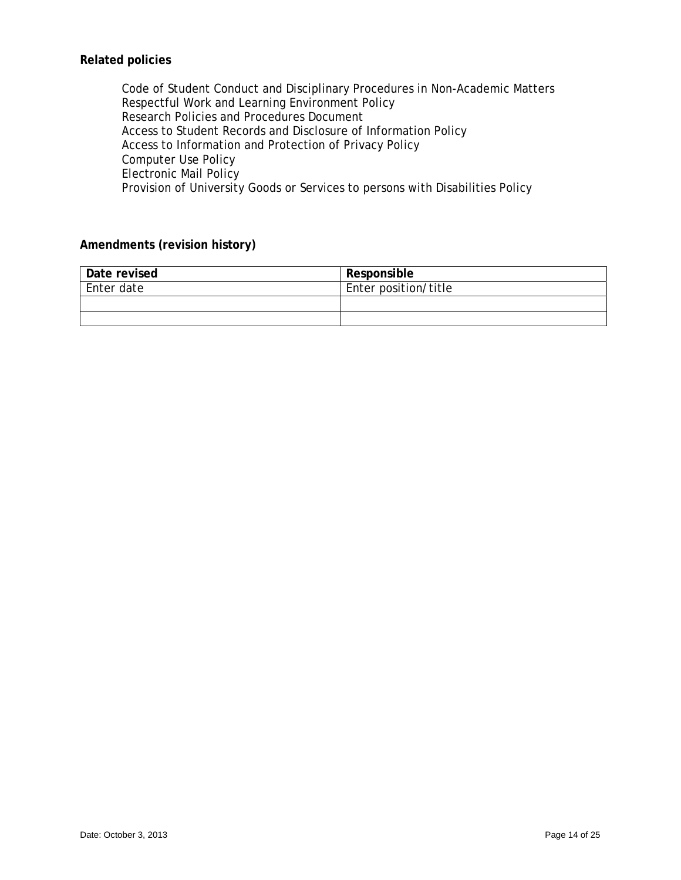**Related policies**

Code of Student Conduct and Disciplinary Procedures in Non-Academic Matters
Respectful Work and Learning Environment Policy
Research Policies and Procedures Document
Access to Student Records and Disclosure of Information Policy
Access to Information and Protection of Privacy Policy
Computer Use Policy
Electronic Mail Policy
Provision of University Goods or Services to persons with Disabilities Policy

**Amendments (revision history)**

| Date revised | Responsible |
|---|---|
| Enter date | Enter position/title |
| | |
| | |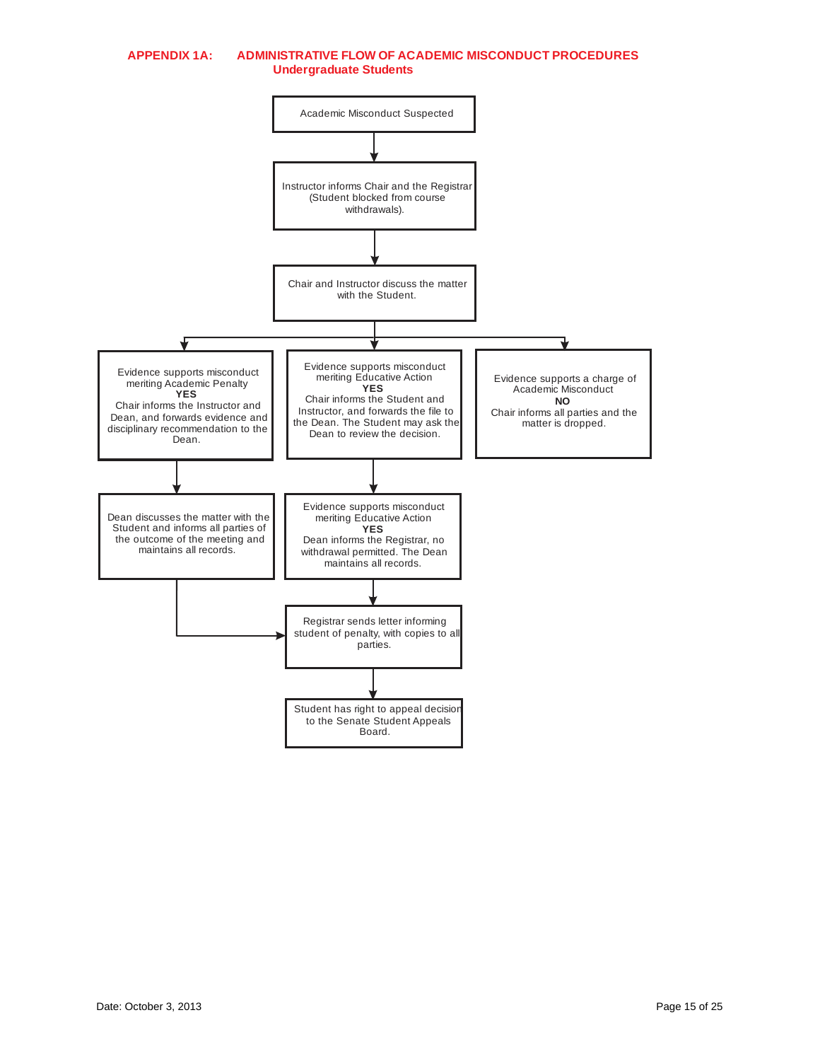## APPENDIX 1A: ADMINISTRATIVE FLOW OF ACADEMIC MISCONDUCT PROCEDURES
### Undergraduate Students

Academic Misconduct Suspected

↓

Instructor informs Chair and the Registrar (Student blocked from course withdrawals).

↓

Chair and Instructor discuss the matter with the Student.

↓

**Branch 1:**

Evidence supports misconduct meriting Academic Penalty
**YES**
Chair informs the Instructor and Dean, and forwards evidence and disciplinary recommendation to the Dean.

↓

Dean discusses the matter with the Student and informs all parties of the outcome of the meeting and maintains all records.

↓ (to "Registrar sends letter informing student of penalty, with copies to all parties.")

**Branch 2:**

Evidence supports misconduct meriting Educative Action
**YES**
Chair informs the Student and Instructor, and forwards the file to the Dean. The Student may ask the Dean to review the decision.

↓

Evidence supports misconduct meriting Educative Action
**YES**
Dean informs the Registrar, no withdrawal permitted. The Dean maintains all records.

↓

Registrar sends letter informing student of penalty, with copies to all parties.

↓

Student has right to appeal decision to the Senate Student Appeals Board.

**Branch 3:**

Evidence supports a charge of Academic Misconduct
**NO**
Chair informs all parties and the matter is dropped.

Date: October 3, 2013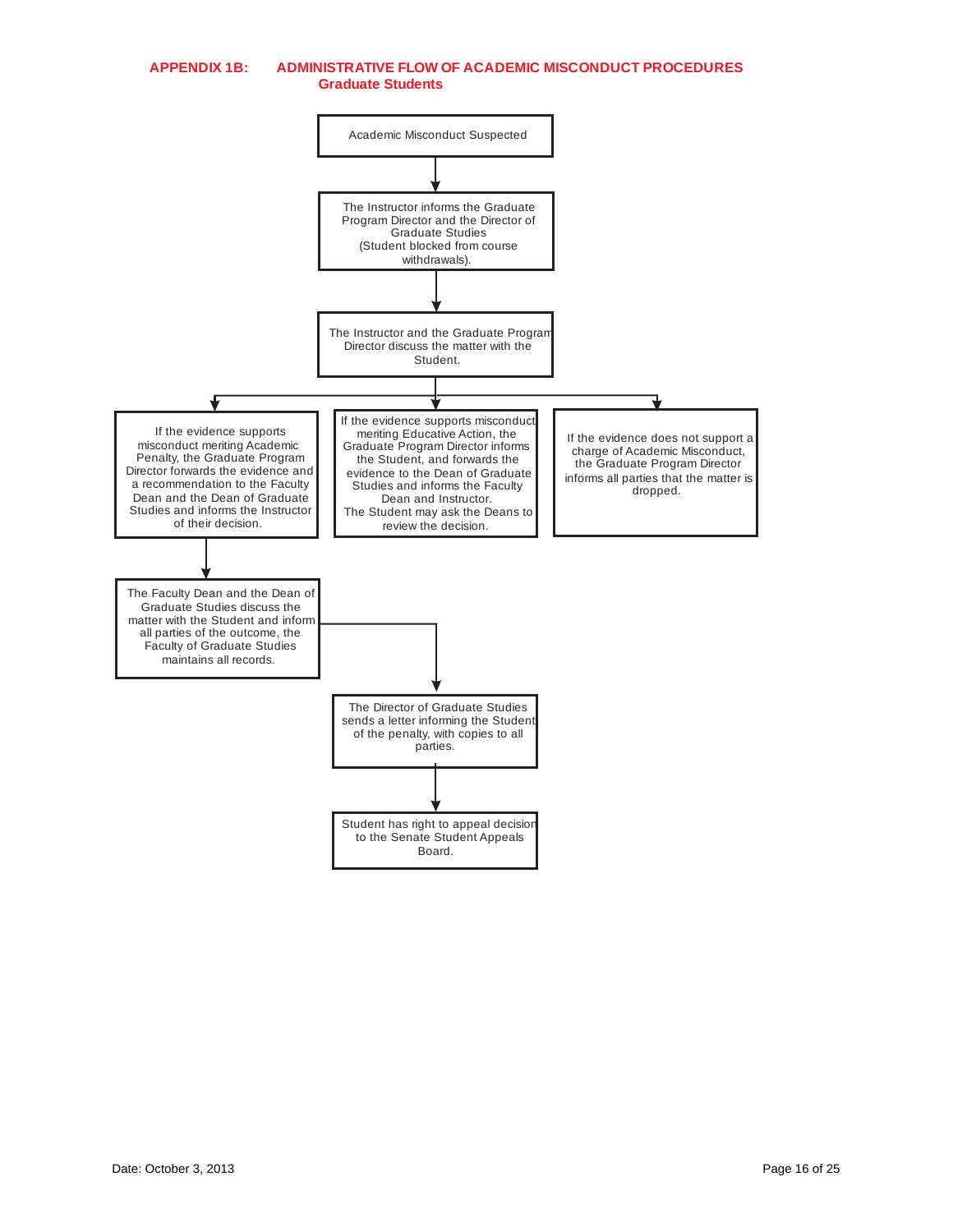## APPENDIX 1B: ADMINISTRATIVE FLOW OF ACADEMIC MISCONDUCT PROCEDURES
### Graduate Students

Academic Misconduct Suspected

↓

The Instructor informs the Graduate Program Director and the Director of Graduate Studies (Student blocked from course withdrawals).

↓

The Instructor and the Graduate Program Director discuss the matter with the Student.

↓

- If the evidence supports misconduct meriting Academic Penalty, the Graduate Program Director forwards the evidence and a recommendation to the Faculty Dean and the Dean of Graduate Studies and informs the Instructor of their decision.
  - ↓ The Faculty Dean and the Dean of Graduate Studies discuss the matter with the Student and inform all parties of the outcome, the Faculty of Graduate Studies maintains all records.
    - ↓ The Director of Graduate Studies sends a letter informing the Student of the penalty, with copies to all parties.
      - ↓ Student has right to appeal decision to the Senate Student Appeals Board.
- If the evidence supports misconduct meriting Educative Action, the Graduate Program Director informs the Student, and forwards the evidence to the Dean of Graduate Studies and informs the Faculty Dean and Instructor. The Student may ask the Deans to review the decision.
- If the evidence does not support a charge of Academic Misconduct, the Graduate Program Director informs all parties that the matter is dropped.

Date: October 3, 2013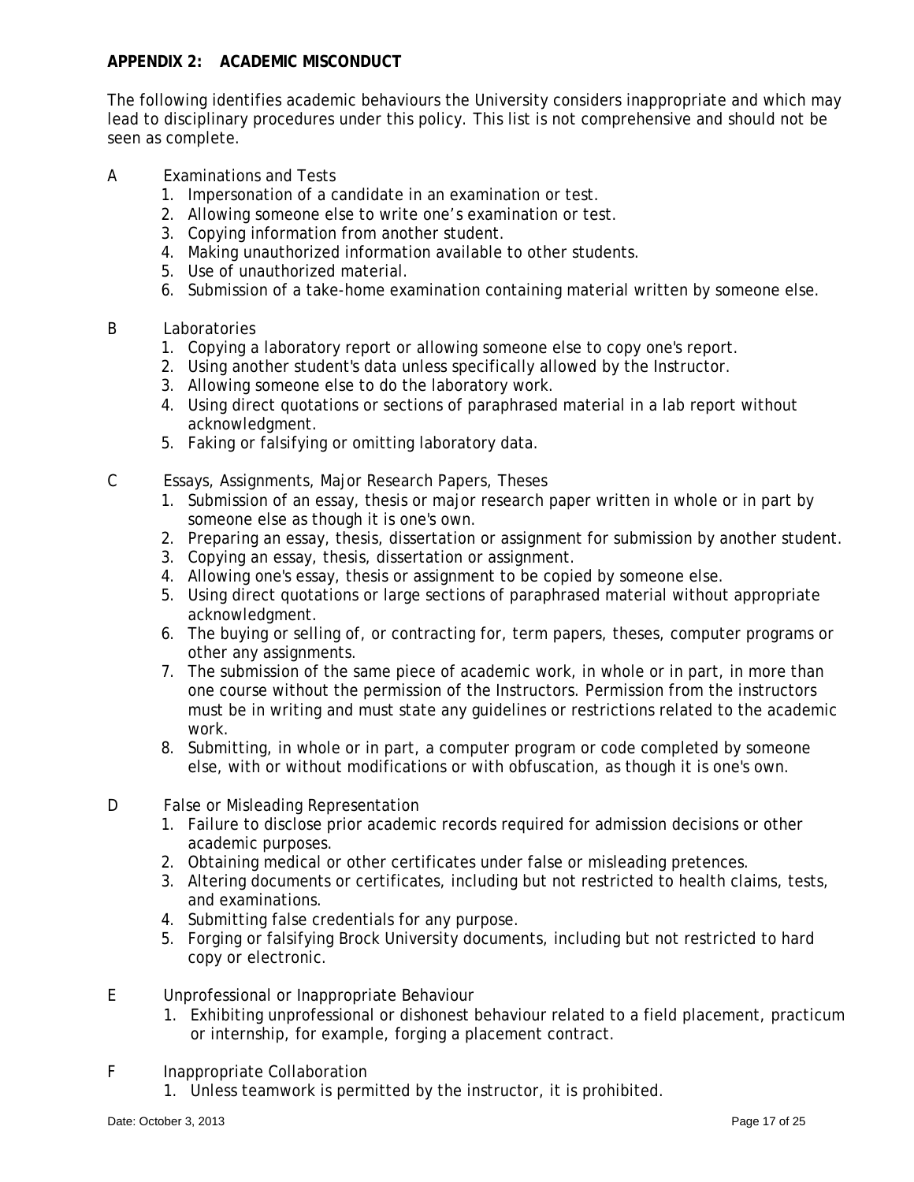## APPENDIX 2: ACADEMIC MISCONDUCT

The following identifies academic behaviours the University considers inappropriate and which may lead to disciplinary procedures under this policy. This list is not comprehensive and should not be seen as complete.

A Examinations and Tests

1. Impersonation of a candidate in an examination or test.
2. Allowing someone else to write one's examination or test.
3. Copying information from another student.
4. Making unauthorized information available to other students.
5. Use of unauthorized material.
6. Submission of a take-home examination containing material written by someone else.

B Laboratories

1. Copying a laboratory report or allowing someone else to copy one's report.
2. Using another student's data unless specifically allowed by the Instructor.
3. Allowing someone else to do the laboratory work.
4. Using direct quotations or sections of paraphrased material in a lab report without acknowledgment.
5. Faking or falsifying or omitting laboratory data.

C Essays, Assignments, Major Research Papers, Theses

1. Submission of an essay, thesis or major research paper written in whole or in part by someone else as though it is one's own.
2. Preparing an essay, thesis, dissertation or assignment for submission by another student.
3. Copying an essay, thesis, dissertation or assignment.
4. Allowing one's essay, thesis or assignment to be copied by someone else.
5. Using direct quotations or large sections of paraphrased material without appropriate acknowledgment.
6. The buying or selling of, or contracting for, term papers, theses, computer programs or other any assignments.
7. The submission of the same piece of academic work, in whole or in part, in more than one course without the permission of the Instructors. Permission from the instructors must be in writing and must state any guidelines or restrictions related to the academic work.
8. Submitting, in whole or in part, a computer program or code completed by someone else, with or without modifications or with obfuscation, as though it is one's own.

D False or Misleading Representation

1. Failure to disclose prior academic records required for admission decisions or other academic purposes.
2. Obtaining medical or other certificates under false or misleading pretences.
3. Altering documents or certificates, including but not restricted to health claims, tests, and examinations.
4. Submitting false credentials for any purpose.
5. Forging or falsifying Brock University documents, including but not restricted to hard copy or electronic.

E Unprofessional or Inappropriate Behaviour

1. Exhibiting unprofessional or dishonest behaviour related to a field placement, practicum or internship, for example, forging a placement contract.

F Inappropriate Collaboration

1. Unless teamwork is permitted by the instructor, it is prohibited.

Date: October 3, 2013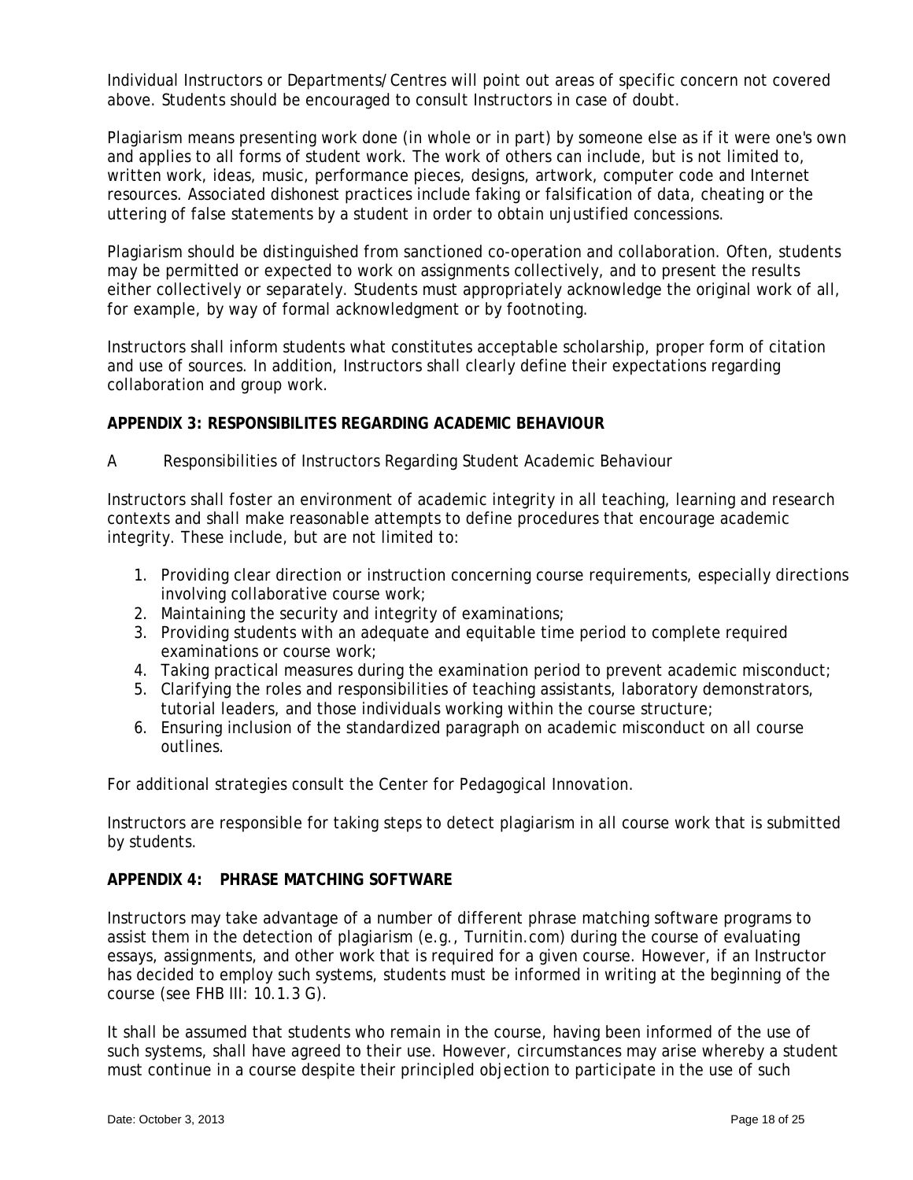Individual Instructors or Departments/Centres will point out areas of specific concern not covered above. Students should be encouraged to consult Instructors in case of doubt.

Plagiarism means presenting work done (in whole or in part) by someone else as if it were one's own and applies to all forms of student work. The work of others can include, but is not limited to, written work, ideas, music, performance pieces, designs, artwork, computer code and Internet resources. Associated dishonest practices include faking or falsification of data, cheating or the uttering of false statements by a student in order to obtain unjustified concessions.

Plagiarism should be distinguished from sanctioned co-operation and collaboration. Often, students may be permitted or expected to work on assignments collectively, and to present the results either collectively or separately. Students must appropriately acknowledge the original work of all, for example, by way of formal acknowledgment or by footnoting.

Instructors shall inform students what constitutes acceptable scholarship, proper form of citation and use of sources. In addition, Instructors shall clearly define their expectations regarding collaboration and group work.

## APPENDIX 3: RESPONSIBILITES REGARDING ACADEMIC BEHAVIOUR

A Responsibilities of Instructors Regarding Student Academic Behaviour

Instructors shall foster an environment of academic integrity in all teaching, learning and research contexts and shall make reasonable attempts to define procedures that encourage academic integrity. These include, but are not limited to:

1. Providing clear direction or instruction concerning course requirements, especially directions involving collaborative course work;
2. Maintaining the security and integrity of examinations;
3. Providing students with an adequate and equitable time period to complete required examinations or course work;
4. Taking practical measures during the examination period to prevent academic misconduct;
5. Clarifying the roles and responsibilities of teaching assistants, laboratory demonstrators, tutorial leaders, and those individuals working within the course structure;
6. Ensuring inclusion of the standardized paragraph on academic misconduct on all course outlines.

For additional strategies consult the Center for Pedagogical Innovation.

Instructors are responsible for taking steps to detect plagiarism in all course work that is submitted by students.

## APPENDIX 4: PHRASE MATCHING SOFTWARE

Instructors may take advantage of a number of different phrase matching software programs to assist them in the detection of plagiarism (e.g., Turnitin.com) during the course of evaluating essays, assignments, and other work that is required for a given course. However, if an Instructor has decided to employ such systems, students must be informed in writing at the beginning of the course (see FHB III: 10.1.3 G).

It shall be assumed that students who remain in the course, having been informed of the use of such systems, shall have agreed to their use. However, circumstances may arise whereby a student must continue in a course despite their principled objection to participate in the use of such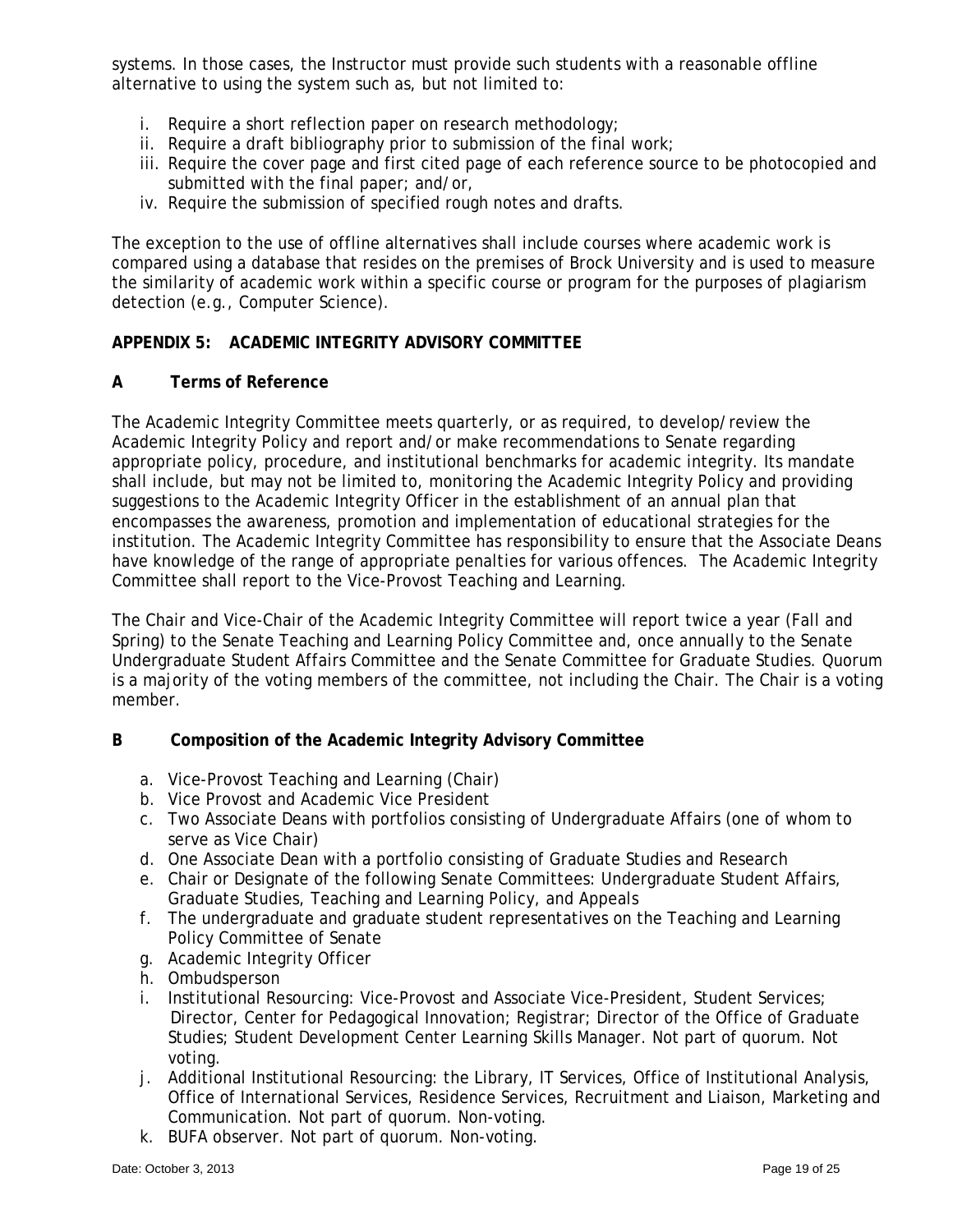systems. In those cases, the Instructor must provide such students with a reasonable offline alternative to using the system such as, but not limited to:

i. Require a short reflection paper on research methodology;
ii. Require a draft bibliography prior to submission of the final work;
iii. Require the cover page and first cited page of each reference source to be photocopied and submitted with the final paper; and/or,
iv. Require the submission of specified rough notes and drafts.

The exception to the use of offline alternatives shall include courses where academic work is compared using a database that resides on the premises of Brock University and is used to measure the similarity of academic work within a specific course or program for the purposes of plagiarism detection (e.g., Computer Science).

## APPENDIX 5: ACADEMIC INTEGRITY ADVISORY COMMITTEE

### A Terms of Reference

The Academic Integrity Committee meets quarterly, or as required, to develop/review the Academic Integrity Policy and report and/or make recommendations to Senate regarding appropriate policy, procedure, and institutional benchmarks for academic integrity. Its mandate shall include, but may not be limited to, monitoring the Academic Integrity Policy and providing suggestions to the Academic Integrity Officer in the establishment of an annual plan that encompasses the awareness, promotion and implementation of educational strategies for the institution. The Academic Integrity Committee has responsibility to ensure that the Associate Deans have knowledge of the range of appropriate penalties for various offences. The Academic Integrity Committee shall report to the Vice-Provost Teaching and Learning.

The Chair and Vice-Chair of the Academic Integrity Committee will report twice a year (Fall and Spring) to the Senate Teaching and Learning Policy Committee and, once annually to the Senate Undergraduate Student Affairs Committee and the Senate Committee for Graduate Studies. Quorum is a majority of the voting members of the committee, not including the Chair. The Chair is a voting member.

### B Composition of the Academic Integrity Advisory Committee

a. Vice-Provost Teaching and Learning (Chair)
b. Vice Provost and Academic Vice President
c. Two Associate Deans with portfolios consisting of Undergraduate Affairs (one of whom to serve as Vice Chair)
d. One Associate Dean with a portfolio consisting of Graduate Studies and Research
e. Chair or Designate of the following Senate Committees: Undergraduate Student Affairs, Graduate Studies, Teaching and Learning Policy, and Appeals
f. The undergraduate and graduate student representatives on the Teaching and Learning Policy Committee of Senate
g. Academic Integrity Officer
h. Ombudsperson
i. Institutional Resourcing: Vice-Provost and Associate Vice-President, Student Services; Director, Center for Pedagogical Innovation; Registrar; Director of the Office of Graduate Studies; Student Development Center Learning Skills Manager. Not part of quorum. Not voting.
j. Additional Institutional Resourcing: the Library, IT Services, Office of Institutional Analysis, Office of International Services, Residence Services, Recruitment and Liaison, Marketing and Communication. Not part of quorum. Non-voting.
k. BUFA observer. Not part of quorum. Non-voting.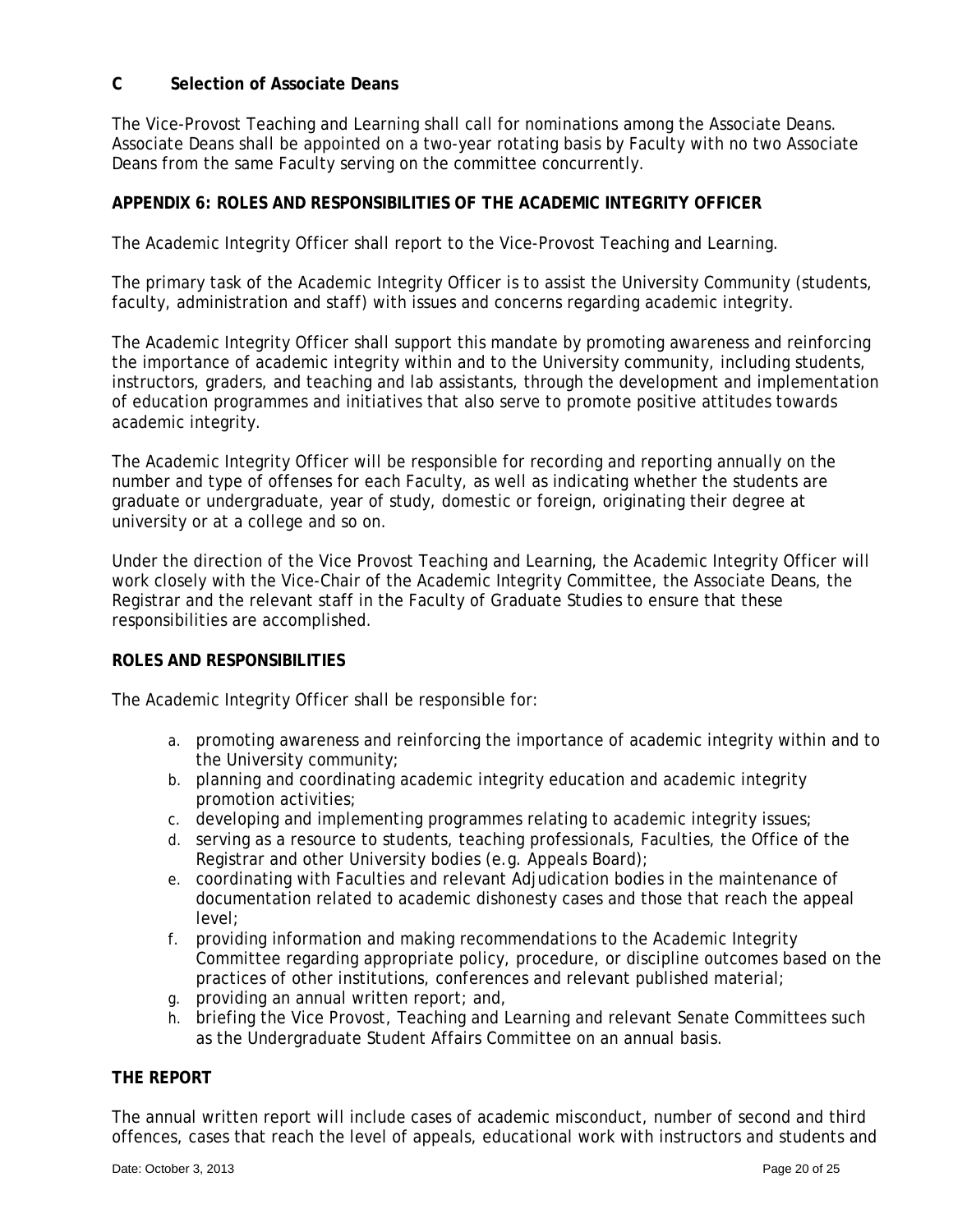### C Selection of Associate Deans

The Vice-Provost Teaching and Learning shall call for nominations among the Associate Deans. Associate Deans shall be appointed on a two-year rotating basis by Faculty with no two Associate Deans from the same Faculty serving on the committee concurrently.

## APPENDIX 6: ROLES AND RESPONSIBILITIES OF THE ACADEMIC INTEGRITY OFFICER

The Academic Integrity Officer shall report to the Vice-Provost Teaching and Learning.

The primary task of the Academic Integrity Officer is to assist the University Community (students, faculty, administration and staff) with issues and concerns regarding academic integrity.

The Academic Integrity Officer shall support this mandate by promoting awareness and reinforcing the importance of academic integrity within and to the University community, including students, instructors, graders, and teaching and lab assistants, through the development and implementation of education programmes and initiatives that also serve to promote positive attitudes towards academic integrity.

The Academic Integrity Officer will be responsible for recording and reporting annually on the number and type of offenses for each Faculty, as well as indicating whether the students are graduate or undergraduate, year of study, domestic or foreign, originating their degree at university or at a college and so on.

Under the direction of the Vice Provost Teaching and Learning, the Academic Integrity Officer will work closely with the Vice-Chair of the Academic Integrity Committee, the Associate Deans, the Registrar and the relevant staff in the Faculty of Graduate Studies to ensure that these responsibilities are accomplished.

### ROLES AND RESPONSIBILITIES

The Academic Integrity Officer shall be responsible for:

a. promoting awareness and reinforcing the importance of academic integrity within and to the University community;
b. planning and coordinating academic integrity education and academic integrity promotion activities;
c. developing and implementing programmes relating to academic integrity issues;
d. serving as a resource to students, teaching professionals, Faculties, the Office of the Registrar and other University bodies (e.g. Appeals Board);
e. coordinating with Faculties and relevant Adjudication bodies in the maintenance of documentation related to academic dishonesty cases and those that reach the appeal level;
f. providing information and making recommendations to the Academic Integrity Committee regarding appropriate policy, procedure, or discipline outcomes based on the practices of other institutions, conferences and relevant published material;
g. providing an annual written report; and,
h. briefing the Vice Provost, Teaching and Learning and relevant Senate Committees such as the Undergraduate Student Affairs Committee on an annual basis.

### THE REPORT

The annual written report will include cases of academic misconduct, number of second and third offences, cases that reach the level of appeals, educational work with instructors and students and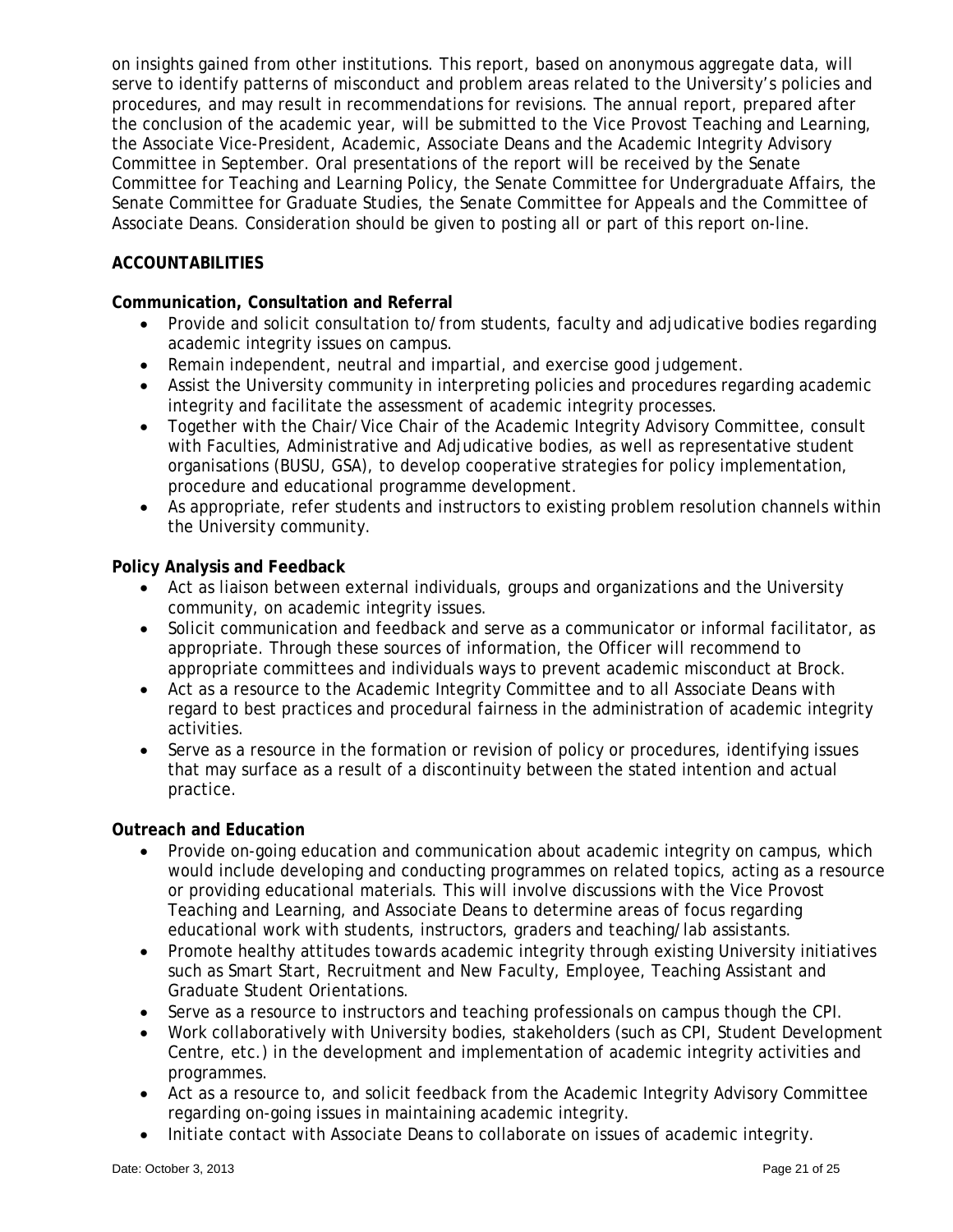on insights gained from other institutions. This report, based on anonymous aggregate data, will serve to identify patterns of misconduct and problem areas related to the University's policies and procedures, and may result in recommendations for revisions. The annual report, prepared after the conclusion of the academic year, will be submitted to the Vice Provost Teaching and Learning, the Associate Vice-President, Academic, Associate Deans and the Academic Integrity Advisory Committee in September. Oral presentations of the report will be received by the Senate Committee for Teaching and Learning Policy, the Senate Committee for Undergraduate Affairs, the Senate Committee for Graduate Studies, the Senate Committee for Appeals and the Committee of Associate Deans. Consideration should be given to posting all or part of this report on-line.

## ACCOUNTABILITIES

### Communication, Consultation and Referral

- Provide and solicit consultation to/from students, faculty and adjudicative bodies regarding academic integrity issues on campus.
- Remain independent, neutral and impartial, and exercise good judgement.
- Assist the University community in interpreting policies and procedures regarding academic integrity and facilitate the assessment of academic integrity processes.
- Together with the Chair/Vice Chair of the Academic Integrity Advisory Committee, consult with Faculties, Administrative and Adjudicative bodies, as well as representative student organisations (BUSU, GSA), to develop cooperative strategies for policy implementation, procedure and educational programme development.
- As appropriate, refer students and instructors to existing problem resolution channels within the University community.

### Policy Analysis and Feedback

- Act as liaison between external individuals, groups and organizations and the University community, on academic integrity issues.
- Solicit communication and feedback and serve as a communicator or informal facilitator, as appropriate. Through these sources of information, the Officer will recommend to appropriate committees and individuals ways to prevent academic misconduct at Brock.
- Act as a resource to the Academic Integrity Committee and to all Associate Deans with regard to best practices and procedural fairness in the administration of academic integrity activities.
- Serve as a resource in the formation or revision of policy or procedures, identifying issues that may surface as a result of a discontinuity between the stated intention and actual practice.

### Outreach and Education

- Provide on-going education and communication about academic integrity on campus, which would include developing and conducting programmes on related topics, acting as a resource or providing educational materials. This will involve discussions with the Vice Provost Teaching and Learning, and Associate Deans to determine areas of focus regarding educational work with students, instructors, graders and teaching/lab assistants.
- Promote healthy attitudes towards academic integrity through existing University initiatives such as Smart Start, Recruitment and New Faculty, Employee, Teaching Assistant and Graduate Student Orientations.
- Serve as a resource to instructors and teaching professionals on campus though the CPI.
- Work collaboratively with University bodies, stakeholders (such as CPI, Student Development Centre, etc.) in the development and implementation of academic integrity activities and programmes.
- Act as a resource to, and solicit feedback from the Academic Integrity Advisory Committee regarding on-going issues in maintaining academic integrity.
- Initiate contact with Associate Deans to collaborate on issues of academic integrity.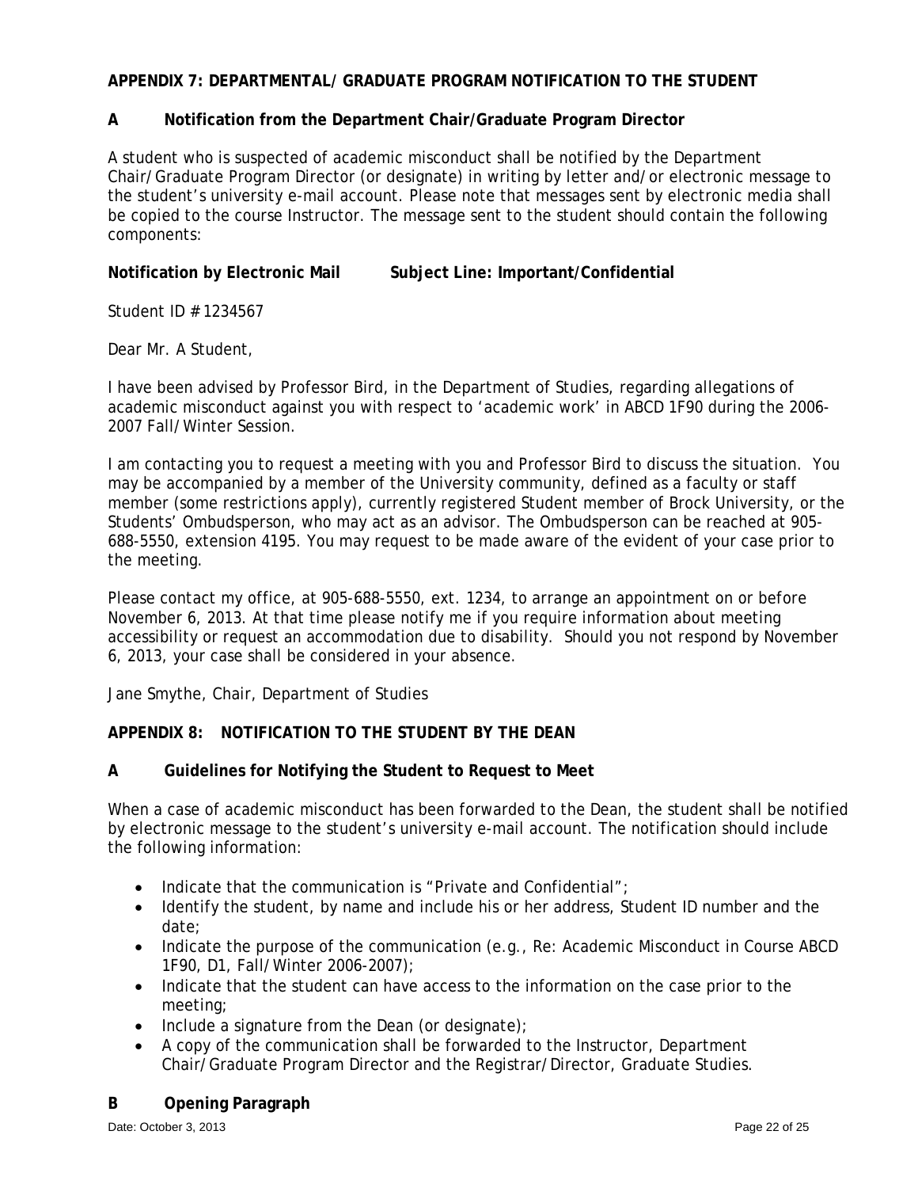## APPENDIX 7: DEPARTMENTAL/ GRADUATE PROGRAM NOTIFICATION TO THE STUDENT

### A Notification from the Department Chair/Graduate Program Director

A student who is suspected of academic misconduct shall be notified by the Department Chair/Graduate Program Director (or designate) in writing by letter and/or electronic message to the student's university e-mail account. Please note that messages sent by electronic media shall be copied to the course Instructor. The message sent to the student should contain the following components:

**Notification by Electronic Mail    Subject Line: Important/Confidential**

Student ID # 1234567

Dear Mr. A Student,

I have been advised by Professor Bird, in the Department of Studies, regarding allegations of academic misconduct against you with respect to 'academic work' in ABCD 1F90 during the 2006-2007 Fall/Winter Session.

I am contacting you to request a meeting with you and Professor Bird to discuss the situation. You may be accompanied by a member of the University community, defined as a faculty or staff member (some restrictions apply), currently registered Student member of Brock University, or the Students' Ombudsperson, who may act as an advisor. The Ombudsperson can be reached at 905-688-5550, extension 4195. You may request to be made aware of the evident of your case prior to the meeting.

Please contact my office, at 905-688-5550, ext. 1234, to arrange an appointment on or before November 6, 2013. At that time please notify me if you require information about meeting accessibility or request an accommodation due to disability. Should you not respond by November 6, 2013, your case shall be considered in your absence.

Jane Smythe, Chair, Department of Studies

## APPENDIX 8: NOTIFICATION TO THE STUDENT BY THE DEAN

### A Guidelines for Notifying the Student to Request to Meet

When a case of academic misconduct has been forwarded to the Dean, the student shall be notified by electronic message to the student's university e-mail account. The notification should include the following information:

- Indicate that the communication is "Private and Confidential";
- Identify the student, by name and include his or her address, Student ID number and the date;
- Indicate the purpose of the communication (e.g., Re: Academic Misconduct in Course ABCD 1F90, D1, Fall/Winter 2006-2007);
- Indicate that the student can have access to the information on the case prior to the meeting;
- Include a signature from the Dean (or designate);
- A copy of the communication shall be forwarded to the Instructor, Department Chair/Graduate Program Director and the Registrar/Director, Graduate Studies.

### B Opening Paragraph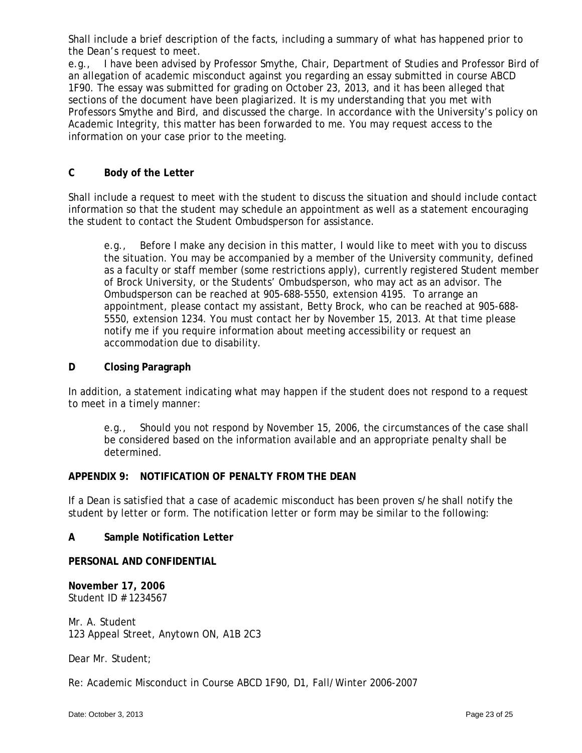Shall include a brief description of the facts, including a summary of what has happened prior to the Dean's request to meet.

e.g., I have been advised by Professor Smythe, Chair, Department of Studies and Professor Bird of an allegation of academic misconduct against you regarding an essay submitted in course ABCD 1F90. The essay was submitted for grading on October 23, 2013, and it has been alleged that sections of the document have been plagiarized. It is my understanding that you met with Professors Smythe and Bird, and discussed the charge. In accordance with the University's policy on Academic Integrity, this matter has been forwarded to me. You may request access to the information on your case prior to the meeting.

### C Body of the Letter

Shall include a request to meet with the student to discuss the situation and should include contact information so that the student may schedule an appointment as well as a statement encouraging the student to contact the Student Ombudsperson for assistance.

> e.g., Before I make any decision in this matter, I would like to meet with you to discuss the situation. You may be accompanied by a member of the University community, defined as a faculty or staff member (some restrictions apply), currently registered Student member of Brock University, or the Students' Ombudsperson, who may act as an advisor. The Ombudsperson can be reached at 905-688-5550, extension 4195. To arrange an appointment, please contact my assistant, Betty Brock, who can be reached at 905-688-5550, extension 1234. You must contact her by November 15, 2013. At that time please notify me if you require information about meeting accessibility or request an accommodation due to disability.

### D Closing Paragraph

In addition, a statement indicating what may happen if the student does not respond to a request to meet in a timely manner:

> e.g., Should you not respond by November 15, 2006, the circumstances of the case shall be considered based on the information available and an appropriate penalty shall be determined.

## APPENDIX 9: NOTIFICATION OF PENALTY FROM THE DEAN

If a Dean is satisfied that a case of academic misconduct has been proven s/he shall notify the student by letter or form. The notification letter or form may be similar to the following:

### A Sample Notification Letter

**PERSONAL AND CONFIDENTIAL**

**November 17, 2006**
Student ID # 1234567

Mr. A. Student
123 Appeal Street, Anytown ON, A1B 2C3

Dear Mr. Student;

Re: Academic Misconduct in Course ABCD 1F90, D1, Fall/Winter 2006-2007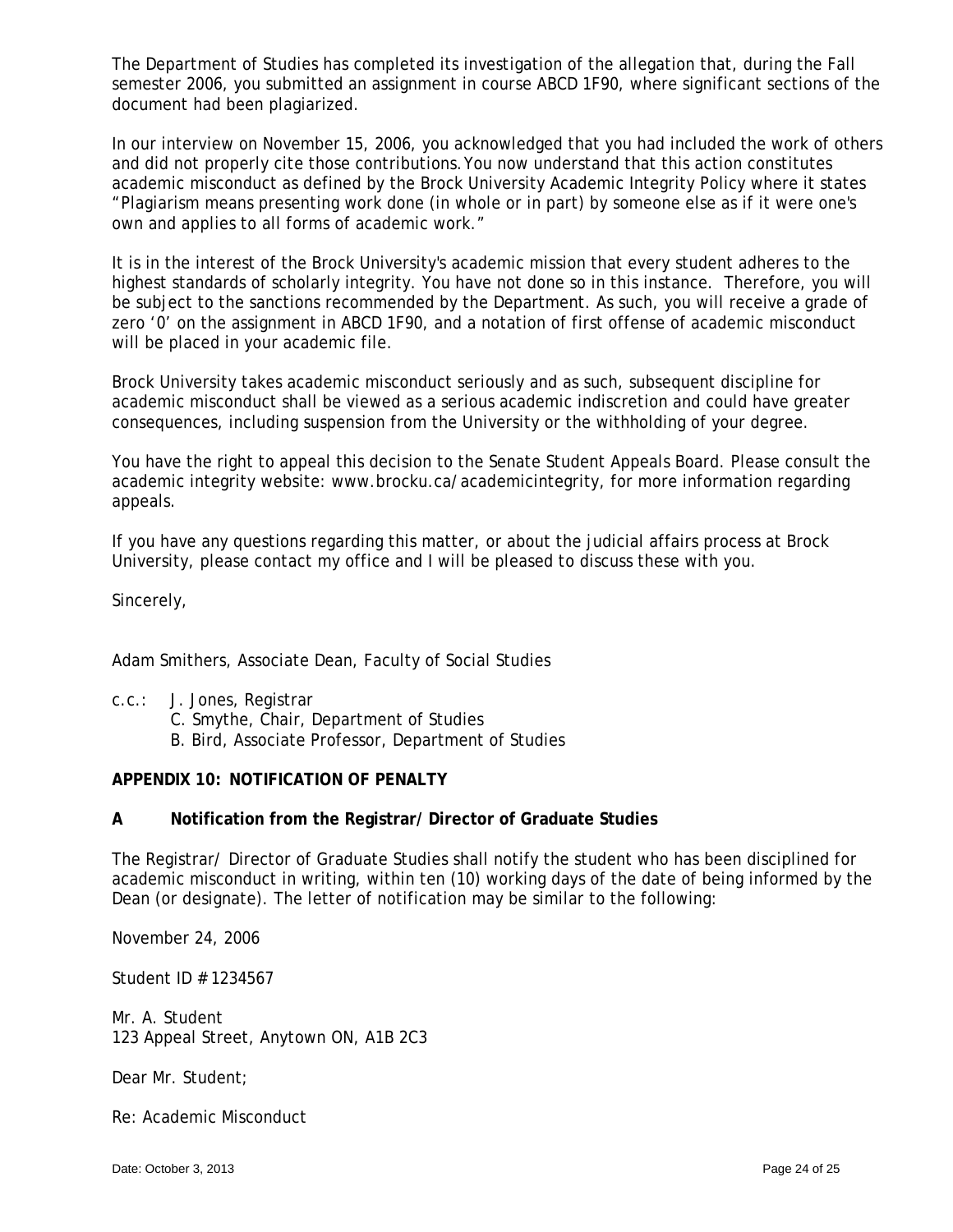The Department of Studies has completed its investigation of the allegation that, during the Fall semester 2006, you submitted an assignment in course ABCD 1F90, where significant sections of the document had been plagiarized.

In our interview on November 15, 2006, you acknowledged that you had included the work of others and did not properly cite those contributions. You now understand that this action constitutes academic misconduct as defined by the Brock University Academic Integrity Policy where it states "Plagiarism means presenting work done (in whole or in part) by someone else as if it were one's own and applies to all forms of academic work."

It is in the interest of the Brock University's academic mission that every student adheres to the highest standards of scholarly integrity. You have not done so in this instance. Therefore, you will be subject to the sanctions recommended by the Department. As such, you will receive a grade of zero '0' on the assignment in ABCD 1F90, and a notation of first offense of academic misconduct will be placed in your academic file.

Brock University takes academic misconduct seriously and as such, subsequent discipline for academic misconduct shall be viewed as a serious academic indiscretion and could have greater consequences, including suspension from the University or the withholding of your degree.

You have the right to appeal this decision to the Senate Student Appeals Board. Please consult the academic integrity website: www.brocku.ca/academicintegrity, for more information regarding appeals.

If you have any questions regarding this matter, or about the judicial affairs process at Brock University, please contact my office and I will be pleased to discuss these with you.

Sincerely,

Adam Smithers, Associate Dean, Faculty of Social Studies

c.c.: J. Jones, Registrar
C. Smythe, Chair, Department of Studies
B. Bird, Associate Professor, Department of Studies

**APPENDIX 10: NOTIFICATION OF PENALTY**

**A Notification from the Registrar/ Director of Graduate Studies**

The Registrar/ Director of Graduate Studies shall notify the student who has been disciplined for academic misconduct in writing, within ten (10) working days of the date of being informed by the Dean (or designate). The letter of notification may be similar to the following:

November 24, 2006

Student ID # 1234567

Mr. A. Student
123 Appeal Street, Anytown ON, A1B 2C3

Dear Mr. Student;

Re: Academic Misconduct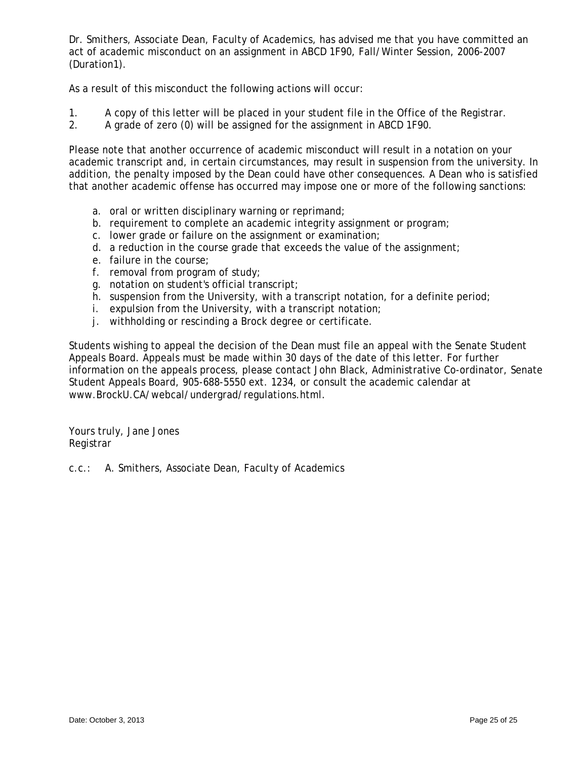Dr. Smithers, Associate Dean, Faculty of Academics, has advised me that you have committed an act of academic misconduct on an assignment in ABCD 1F90, Fall/Winter Session, 2006-2007 (Duration1).

As a result of this misconduct the following actions will occur:

1. A copy of this letter will be placed in your student file in the Office of the Registrar.
2. A grade of zero (0) will be assigned for the assignment in ABCD 1F90.

Please note that another occurrence of academic misconduct will result in a notation on your academic transcript and, in certain circumstances, may result in suspension from the university. In addition, the penalty imposed by the Dean could have other consequences. A Dean who is satisfied that another academic offense has occurred may impose one or more of the following sanctions:

a. oral or written disciplinary warning or reprimand;
b. requirement to complete an academic integrity assignment or program;
c. lower grade or failure on the assignment or examination;
d. a reduction in the course grade that exceeds the value of the assignment;
e. failure in the course;
f. removal from program of study;
g. notation on student's official transcript;
h. suspension from the University, with a transcript notation, for a definite period;
i. expulsion from the University, with a transcript notation;
j. withholding or rescinding a Brock degree or certificate.

Students wishing to appeal the decision of the Dean must file an appeal with the Senate Student Appeals Board. Appeals must be made within 30 days of the date of this letter. For further information on the appeals process, please contact John Black, Administrative Co-ordinator, Senate Student Appeals Board, 905-688-5550 ext. 1234, or consult the academic calendar at www.BrockU.CA/webcal/undergrad/regulations.html.

Yours truly, Jane Jones
Registrar

c.c.: A. Smithers, Associate Dean, Faculty of Academics